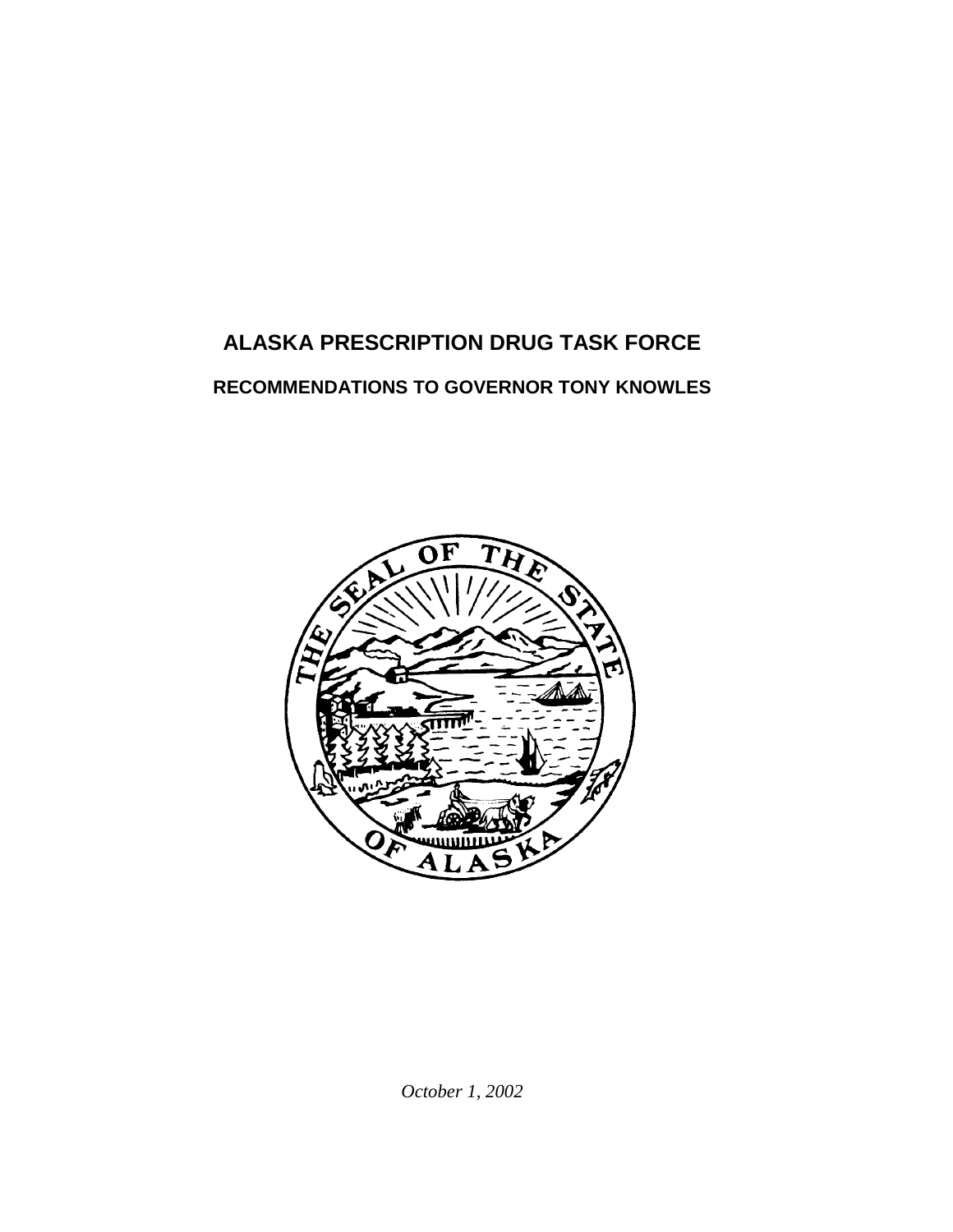# ALASKA PRESCRIPTION DRUG TASK FORCE

## RECOMMENDATIONS TO GOVERNOR TONY KNOWLES

*October 1, 2002*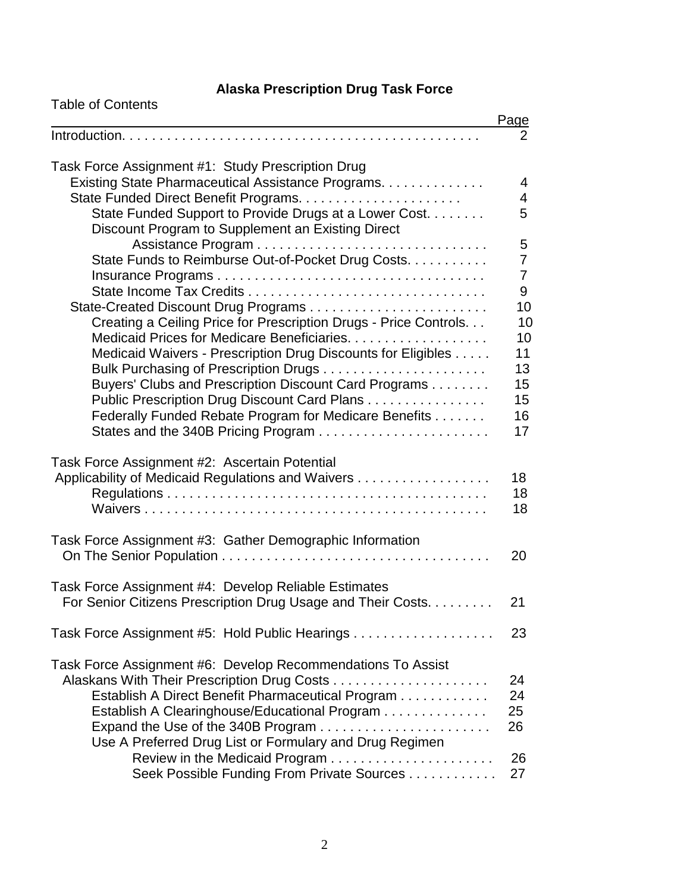# Alaska Prescription Drug Task Force

Table of Contents

| | Page |
|---|---|
| Introduction | 2 |
| **Task Force Assignment #1: Study Prescription Drug** | |
| Existing State Pharmaceutical Assistance Programs | 4 |
| State Funded Direct Benefit Programs | 4 |
| State Funded Support to Provide Drugs at a Lower Cost | 5 |
| Discount Program to Supplement an Existing Direct Assistance Program | 5 |
| State Funds to Reimburse Out-of-Pocket Drug Costs | 7 |
| Insurance Programs | 7 |
| State Income Tax Credits | 9 |
| State-Created Discount Drug Programs | 10 |
| Creating a Ceiling Price for Prescription Drugs - Price Controls | 10 |
| Medicaid Prices for Medicare Beneficiaries | 10 |
| Medicaid Waivers - Prescription Drug Discounts for Eligibles | 11 |
| Bulk Purchasing of Prescription Drugs | 13 |
| Buyers' Clubs and Prescription Discount Card Programs | 15 |
| Public Prescription Drug Discount Card Plans | 15 |
| Federally Funded Rebate Program for Medicare Benefits | 16 |
| States and the 340B Pricing Program | 17 |
| **Task Force Assignment #2: Ascertain Potential** | |
| Applicability of Medicaid Regulations and Waivers | 18 |
| Regulations | 18 |
| Waivers | 18 |
| **Task Force Assignment #3: Gather Demographic Information** | |
| On The Senior Population | 20 |
| **Task Force Assignment #4: Develop Reliable Estimates** | |
| For Senior Citizens Prescription Drug Usage and Their Costs | 21 |
| **Task Force Assignment #5: Hold Public Hearings** | 23 |
| **Task Force Assignment #6: Develop Recommendations To Assist** | |
| Alaskans With Their Prescription Drug Costs | 24 |
| Establish A Direct Benefit Pharmaceutical Program | 24 |
| Establish A Clearinghouse/Educational Program | 25 |
| Expand the Use of the 340B Program | 26 |
| Use A Preferred Drug List or Formulary and Drug Regimen Review in the Medicaid Program | 26 |
| Seek Possible Funding From Private Sources | 27 |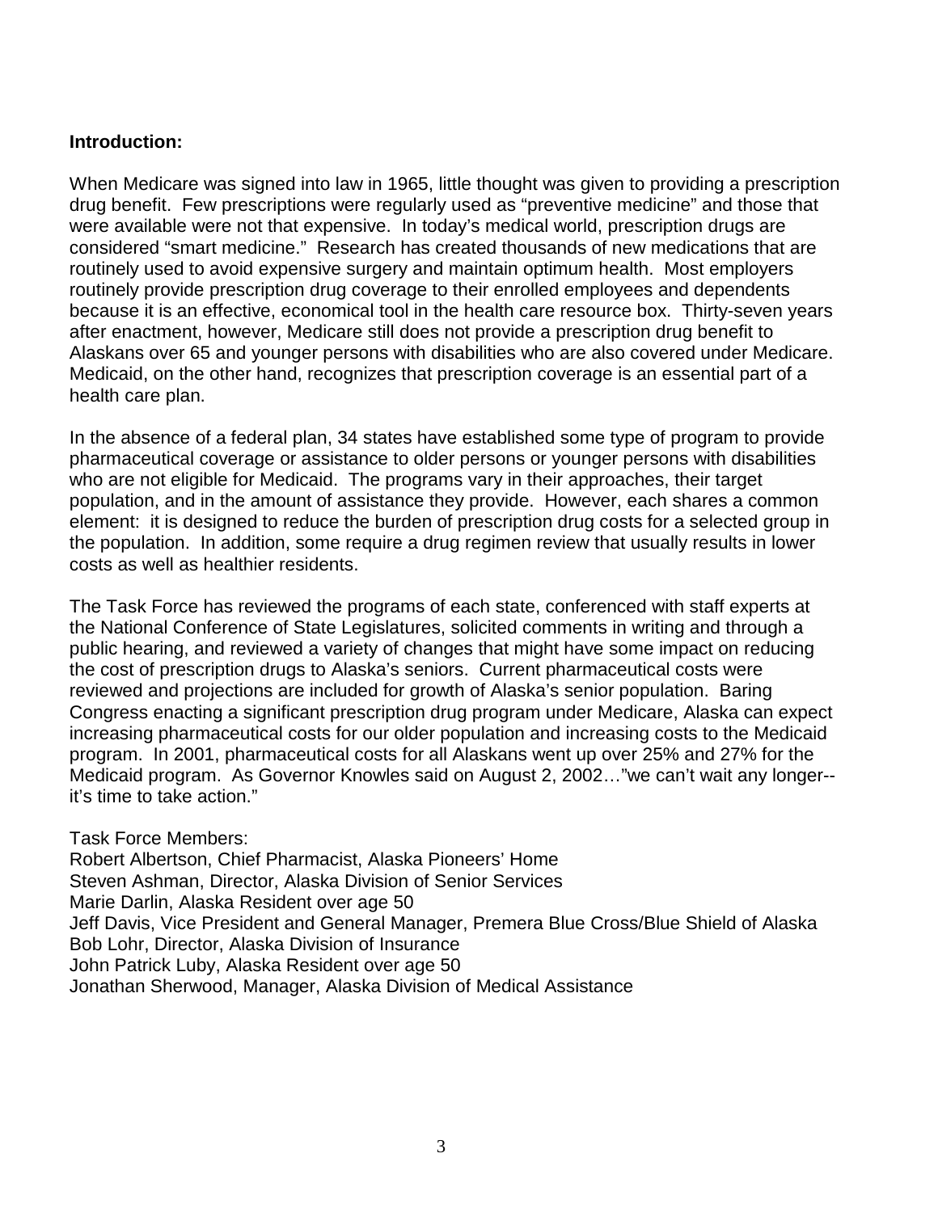**Introduction:**

When Medicare was signed into law in 1965, little thought was given to providing a prescription drug benefit. Few prescriptions were regularly used as "preventive medicine" and those that were available were not that expensive. In today's medical world, prescription drugs are considered "smart medicine." Research has created thousands of new medications that are routinely used to avoid expensive surgery and maintain optimum health. Most employers routinely provide prescription drug coverage to their enrolled employees and dependents because it is an effective, economical tool in the health care resource box. Thirty-seven years after enactment, however, Medicare still does not provide a prescription drug benefit to Alaskans over 65 and younger persons with disabilities who are also covered under Medicare. Medicaid, on the other hand, recognizes that prescription coverage is an essential part of a health care plan.

In the absence of a federal plan, 34 states have established some type of program to provide pharmaceutical coverage or assistance to older persons or younger persons with disabilities who are not eligible for Medicaid. The programs vary in their approaches, their target population, and in the amount of assistance they provide. However, each shares a common element: it is designed to reduce the burden of prescription drug costs for a selected group in the population. In addition, some require a drug regimen review that usually results in lower costs as well as healthier residents.

The Task Force has reviewed the programs of each state, conferenced with staff experts at the National Conference of State Legislatures, solicited comments in writing and through a public hearing, and reviewed a variety of changes that might have some impact on reducing the cost of prescription drugs to Alaska's seniors. Current pharmaceutical costs were reviewed and projections are included for growth of Alaska's senior population. Baring Congress enacting a significant prescription drug program under Medicare, Alaska can expect increasing pharmaceutical costs for our older population and increasing costs to the Medicaid program. In 2001, pharmaceutical costs for all Alaskans went up over 25% and 27% for the Medicaid program. As Governor Knowles said on August 2, 2002…"we can't wait any longer--it's time to take action."

Task Force Members:
Robert Albertson, Chief Pharmacist, Alaska Pioneers' Home
Steven Ashman, Director, Alaska Division of Senior Services
Marie Darlin, Alaska Resident over age 50
Jeff Davis, Vice President and General Manager, Premera Blue Cross/Blue Shield of Alaska
Bob Lohr, Director, Alaska Division of Insurance
John Patrick Luby, Alaska Resident over age 50
Jonathan Sherwood, Manager, Alaska Division of Medical Assistance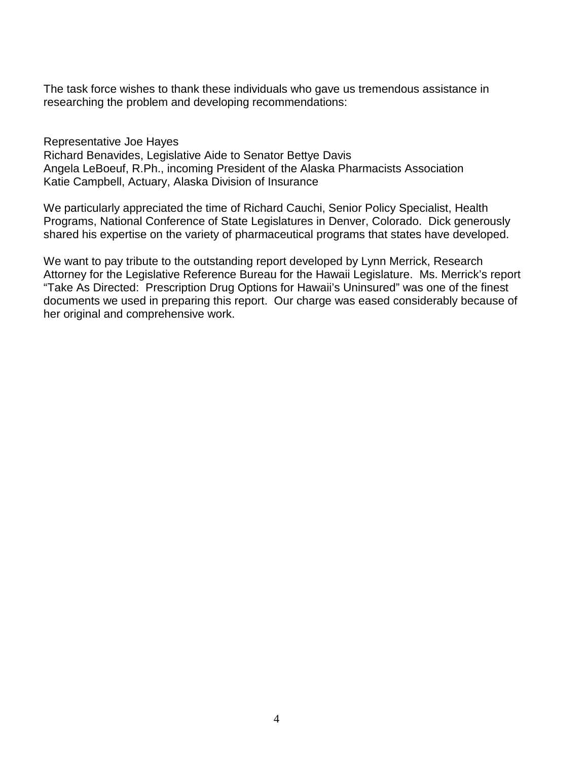The task force wishes to thank these individuals who gave us tremendous assistance in researching the problem and developing recommendations:

Representative Joe Hayes
Richard Benavides, Legislative Aide to Senator Bettye Davis
Angela LeBoeuf, R.Ph., incoming President of the Alaska Pharmacists Association
Katie Campbell, Actuary, Alaska Division of Insurance

We particularly appreciated the time of Richard Cauchi, Senior Policy Specialist, Health Programs, National Conference of State Legislatures in Denver, Colorado. Dick generously shared his expertise on the variety of pharmaceutical programs that states have developed.

We want to pay tribute to the outstanding report developed by Lynn Merrick, Research Attorney for the Legislative Reference Bureau for the Hawaii Legislature. Ms. Merrick's report "Take As Directed: Prescription Drug Options for Hawaii's Uninsured" was one of the finest documents we used in preparing this report. Our charge was eased considerably because of her original and comprehensive work.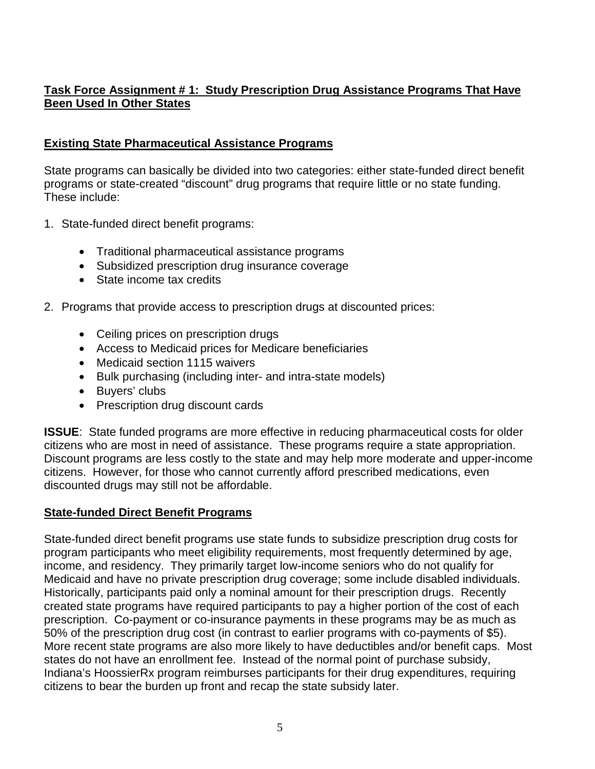## Task Force Assignment # 1: Study Prescription Drug Assistance Programs That Have Been Used In Other States

### Existing State Pharmaceutical Assistance Programs

State programs can basically be divided into two categories: either state-funded direct benefit programs or state-created "discount" drug programs that require little or no state funding. These include:

1. State-funded direct benefit programs:

   - Traditional pharmaceutical assistance programs
   - Subsidized prescription drug insurance coverage
   - State income tax credits

2. Programs that provide access to prescription drugs at discounted prices:

   - Ceiling prices on prescription drugs
   - Access to Medicaid prices for Medicare beneficiaries
   - Medicaid section 1115 waivers
   - Bulk purchasing (including inter- and intra-state models)
   - Buyers' clubs
   - Prescription drug discount cards

**ISSUE**: State funded programs are more effective in reducing pharmaceutical costs for older citizens who are most in need of assistance. These programs require a state appropriation. Discount programs are less costly to the state and may help more moderate and upper-income citizens. However, for those who cannot currently afford prescribed medications, even discounted drugs may still not be affordable.

### State-funded Direct Benefit Programs

State-funded direct benefit programs use state funds to subsidize prescription drug costs for program participants who meet eligibility requirements, most frequently determined by age, income, and residency. They primarily target low-income seniors who do not qualify for Medicaid and have no private prescription drug coverage; some include disabled individuals. Historically, participants paid only a nominal amount for their prescription drugs. Recently created state programs have required participants to pay a higher portion of the cost of each prescription. Co-payment or co-insurance payments in these programs may be as much as 50% of the prescription drug cost (in contrast to earlier programs with co-payments of $5). More recent state programs are also more likely to have deductibles and/or benefit caps. Most states do not have an enrollment fee. Instead of the normal point of purchase subsidy, Indiana's HoossierRx program reimburses participants for their drug expenditures, requiring citizens to bear the burden up front and recap the state subsidy later.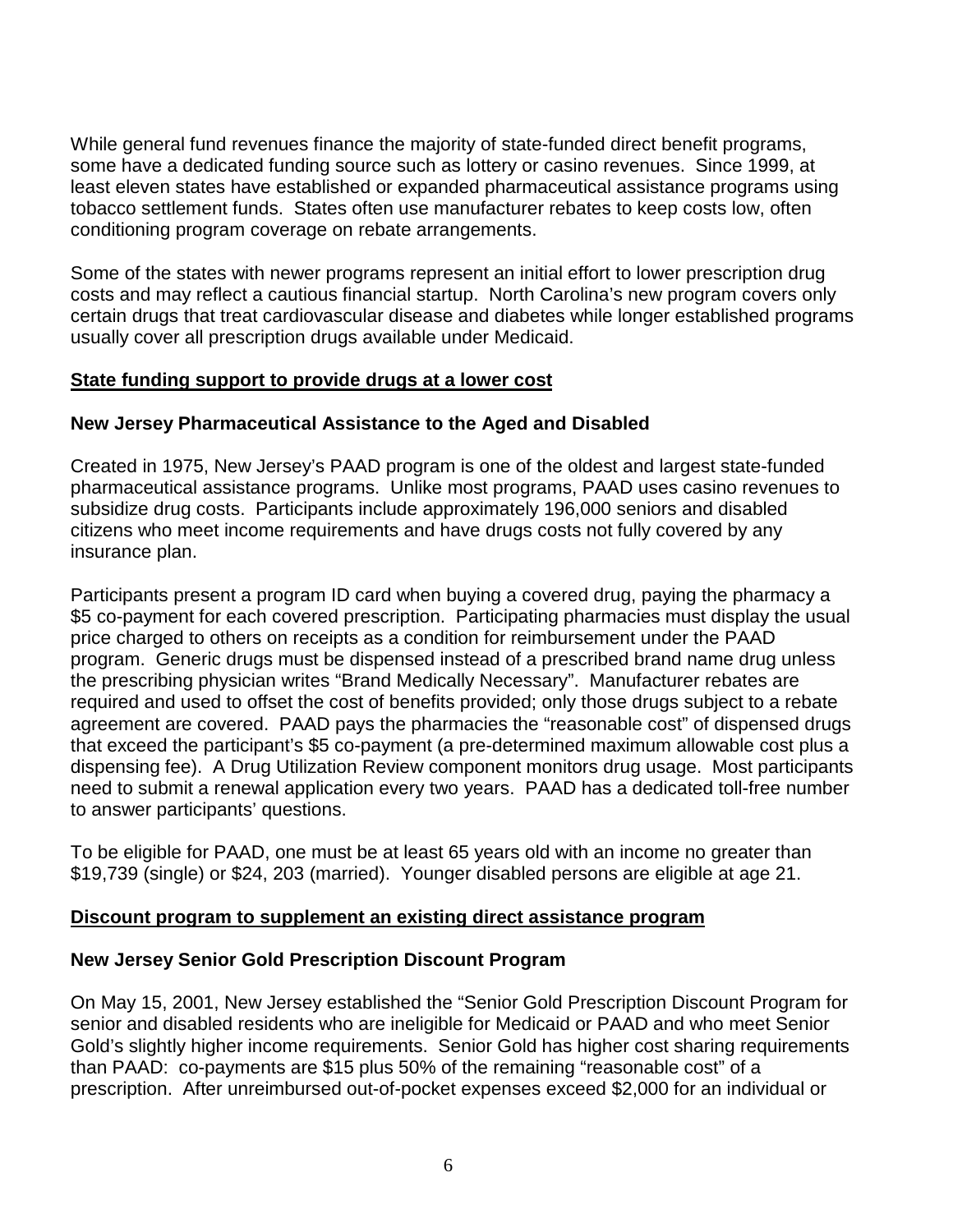While general fund revenues finance the majority of state-funded direct benefit programs, some have a dedicated funding source such as lottery or casino revenues. Since 1999, at least eleven states have established or expanded pharmaceutical assistance programs using tobacco settlement funds. States often use manufacturer rebates to keep costs low, often conditioning program coverage on rebate arrangements.

Some of the states with newer programs represent an initial effort to lower prescription drug costs and may reflect a cautious financial startup. North Carolina's new program covers only certain drugs that treat cardiovascular disease and diabetes while longer established programs usually cover all prescription drugs available under Medicaid.

## State funding support to provide drugs at a lower cost

### New Jersey Pharmaceutical Assistance to the Aged and Disabled

Created in 1975, New Jersey's PAAD program is one of the oldest and largest state-funded pharmaceutical assistance programs. Unlike most programs, PAAD uses casino revenues to subsidize drug costs. Participants include approximately 196,000 seniors and disabled citizens who meet income requirements and have drugs costs not fully covered by any insurance plan.

Participants present a program ID card when buying a covered drug, paying the pharmacy a $5 co-payment for each covered prescription. Participating pharmacies must display the usual price charged to others on receipts as a condition for reimbursement under the PAAD program. Generic drugs must be dispensed instead of a prescribed brand name drug unless the prescribing physician writes "Brand Medically Necessary". Manufacturer rebates are required and used to offset the cost of benefits provided; only those drugs subject to a rebate agreement are covered. PAAD pays the pharmacies the "reasonable cost" of dispensed drugs that exceed the participant's $5 co-payment (a pre-determined maximum allowable cost plus a dispensing fee). A Drug Utilization Review component monitors drug usage. Most participants need to submit a renewal application every two years. PAAD has a dedicated toll-free number to answer participants' questions.

To be eligible for PAAD, one must be at least 65 years old with an income no greater than $19,739 (single) or $24, 203 (married). Younger disabled persons are eligible at age 21.

## Discount program to supplement an existing direct assistance program

### New Jersey Senior Gold Prescription Discount Program

On May 15, 2001, New Jersey established the "Senior Gold Prescription Discount Program for senior and disabled residents who are ineligible for Medicaid or PAAD and who meet Senior Gold's slightly higher income requirements. Senior Gold has higher cost sharing requirements than PAAD: co-payments are $15 plus 50% of the remaining "reasonable cost" of a prescription. After unreimbursed out-of-pocket expenses exceed $2,000 for an individual or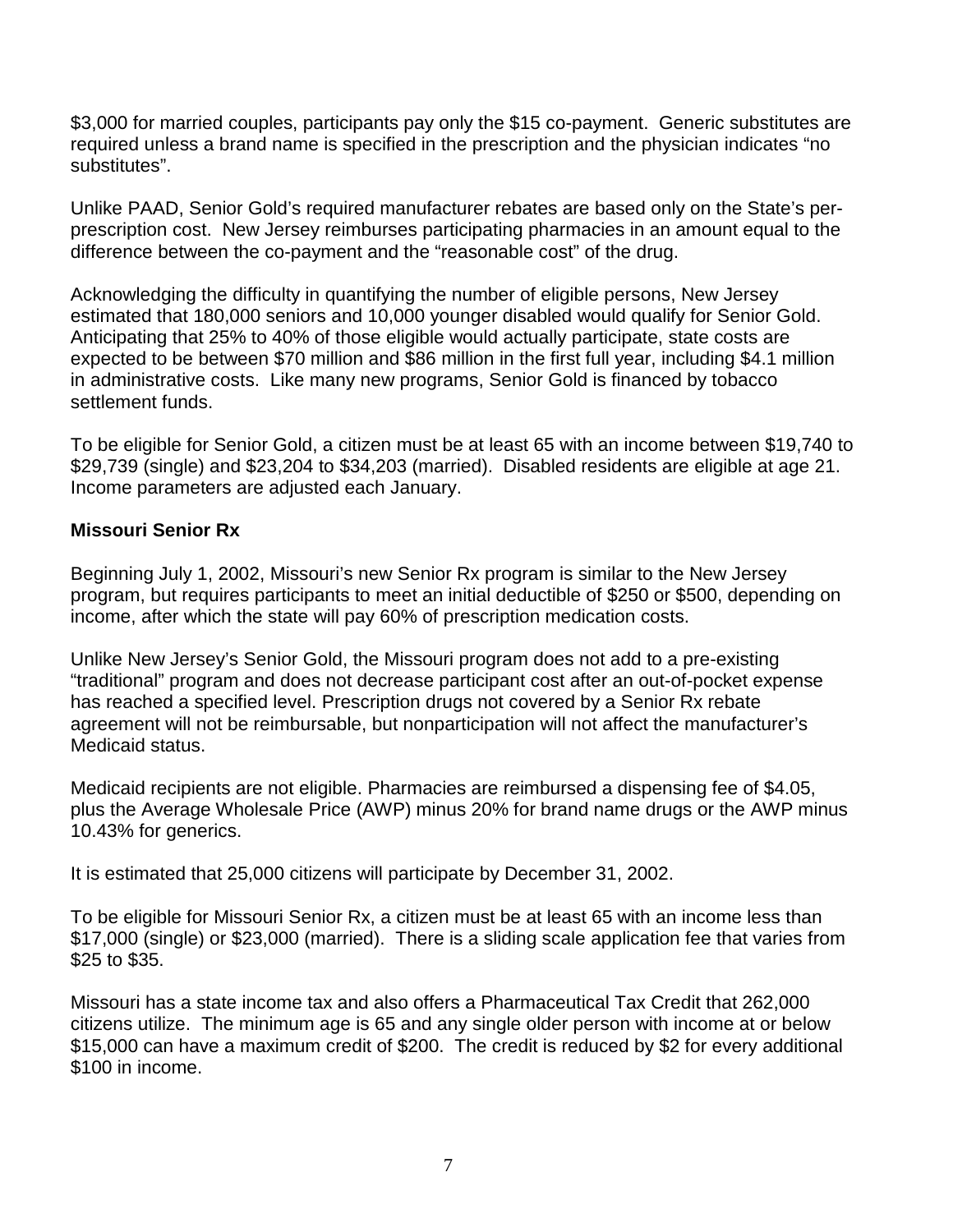$3,000 for married couples, participants pay only the $15 co-payment. Generic substitutes are required unless a brand name is specified in the prescription and the physician indicates "no substitutes".

Unlike PAAD, Senior Gold's required manufacturer rebates are based only on the State's per-prescription cost. New Jersey reimburses participating pharmacies in an amount equal to the difference between the co-payment and the "reasonable cost" of the drug.

Acknowledging the difficulty in quantifying the number of eligible persons, New Jersey estimated that 180,000 seniors and 10,000 younger disabled would qualify for Senior Gold. Anticipating that 25% to 40% of those eligible would actually participate, state costs are expected to be between $70 million and $86 million in the first full year, including $4.1 million in administrative costs. Like many new programs, Senior Gold is financed by tobacco settlement funds.

To be eligible for Senior Gold, a citizen must be at least 65 with an income between $19,740 to $29,739 (single) and $23,204 to $34,203 (married). Disabled residents are eligible at age 21. Income parameters are adjusted each January.

**Missouri Senior Rx**

Beginning July 1, 2002, Missouri's new Senior Rx program is similar to the New Jersey program, but requires participants to meet an initial deductible of $250 or $500, depending on income, after which the state will pay 60% of prescription medication costs.

Unlike New Jersey's Senior Gold, the Missouri program does not add to a pre-existing "traditional" program and does not decrease participant cost after an out-of-pocket expense has reached a specified level. Prescription drugs not covered by a Senior Rx rebate agreement will not be reimbursable, but nonparticipation will not affect the manufacturer's Medicaid status.

Medicaid recipients are not eligible. Pharmacies are reimbursed a dispensing fee of $4.05, plus the Average Wholesale Price (AWP) minus 20% for brand name drugs or the AWP minus 10.43% for generics.

It is estimated that 25,000 citizens will participate by December 31, 2002.

To be eligible for Missouri Senior Rx, a citizen must be at least 65 with an income less than $17,000 (single) or $23,000 (married). There is a sliding scale application fee that varies from $25 to $35.

Missouri has a state income tax and also offers a Pharmaceutical Tax Credit that 262,000 citizens utilize. The minimum age is 65 and any single older person with income at or below $15,000 can have a maximum credit of $200. The credit is reduced by $2 for every additional $100 in income.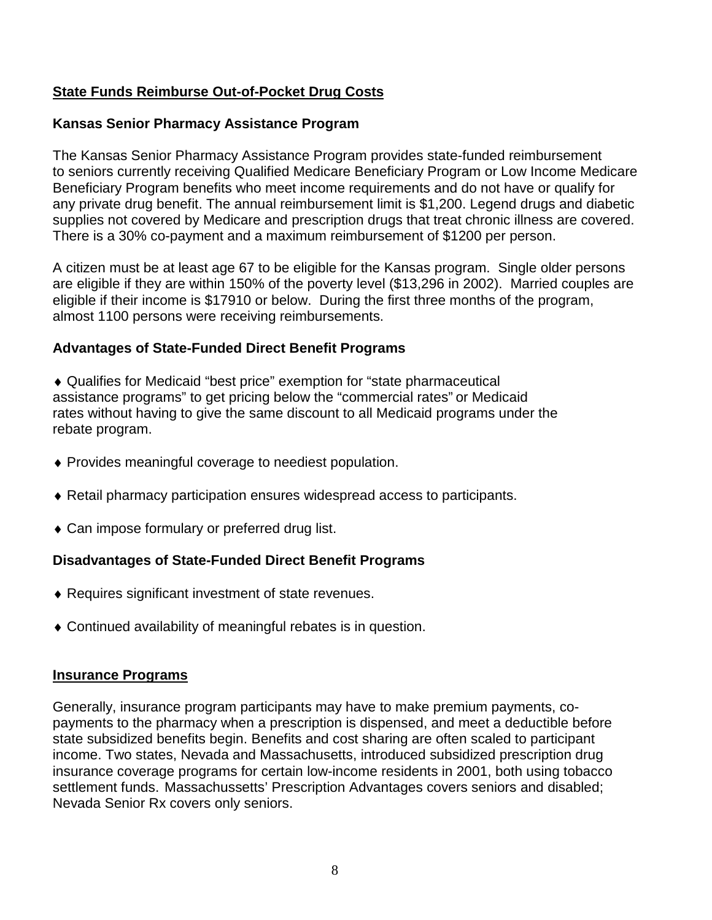## State Funds Reimburse Out-of-Pocket Drug Costs

### Kansas Senior Pharmacy Assistance Program

The Kansas Senior Pharmacy Assistance Program provides state-funded reimbursement to seniors currently receiving Qualified Medicare Beneficiary Program or Low Income Medicare Beneficiary Program benefits who meet income requirements and do not have or qualify for any private drug benefit. The annual reimbursement limit is $1,200. Legend drugs and diabetic supplies not covered by Medicare and prescription drugs that treat chronic illness are covered. There is a 30% co-payment and a maximum reimbursement of $1200 per person.

A citizen must be at least age 67 to be eligible for the Kansas program. Single older persons are eligible if they are within 150% of the poverty level ($13,296 in 2002). Married couples are eligible if their income is $17910 or below. During the first three months of the program, almost 1100 persons were receiving reimbursements.

### Advantages of State-Funded Direct Benefit Programs

- Qualifies for Medicaid "best price" exemption for "state pharmaceutical assistance programs" to get pricing below the "commercial rates" or Medicaid rates without having to give the same discount to all Medicaid programs under the rebate program.
- Provides meaningful coverage to neediest population.
- Retail pharmacy participation ensures widespread access to participants.
- Can impose formulary or preferred drug list.

### Disadvantages of State-Funded Direct Benefit Programs

- Requires significant investment of state revenues.
- Continued availability of meaningful rebates is in question.

## Insurance Programs

Generally, insurance program participants may have to make premium payments, co-payments to the pharmacy when a prescription is dispensed, and meet a deductible before state subsidized benefits begin. Benefits and cost sharing are often scaled to participant income. Two states, Nevada and Massachusetts, introduced subsidized prescription drug insurance coverage programs for certain low-income residents in 2001, both using tobacco settlement funds. Massachussetts' Prescription Advantages covers seniors and disabled; Nevada Senior Rx covers only seniors.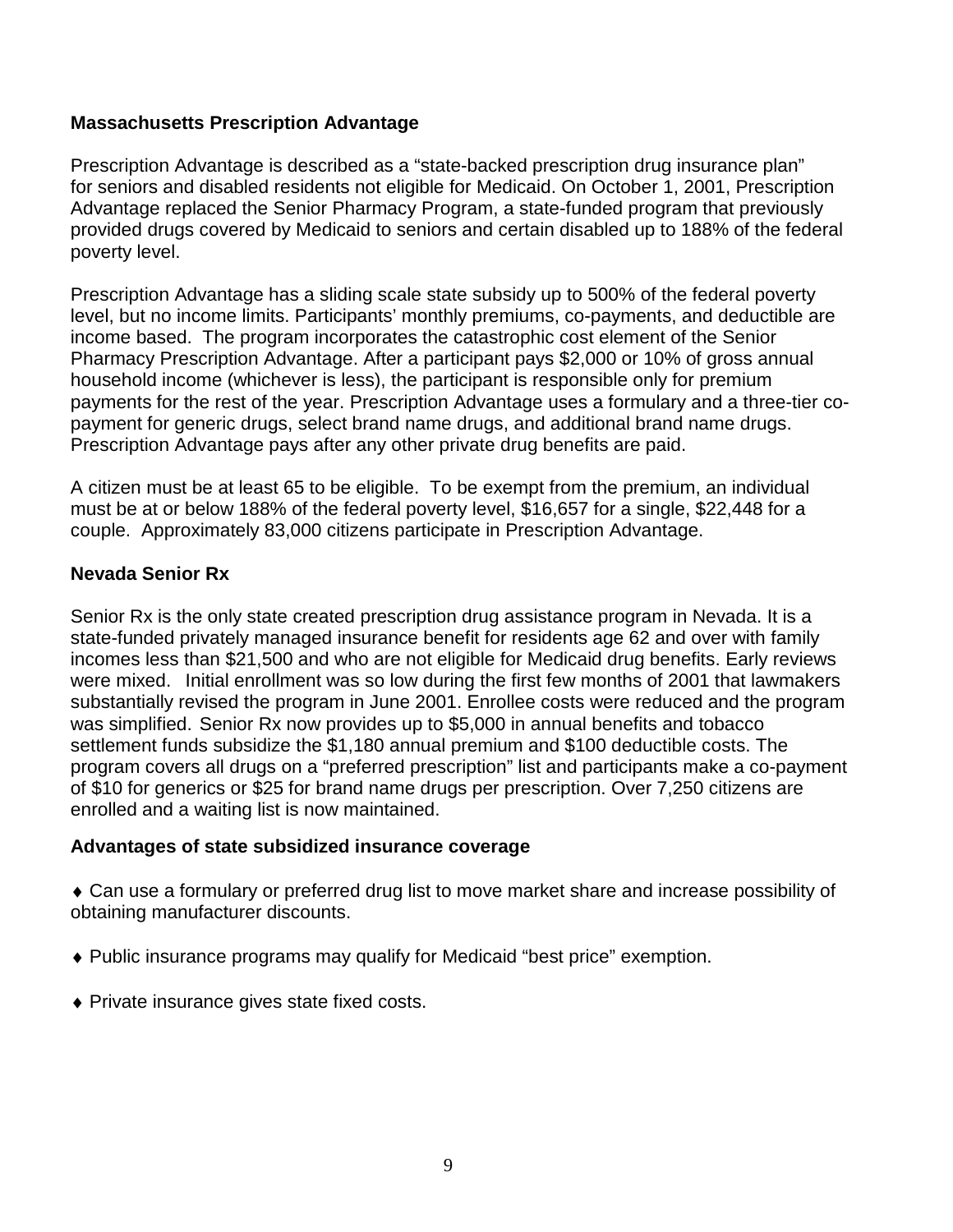**Massachusetts Prescription Advantage**

Prescription Advantage is described as a “state-backed prescription drug insurance plan” for seniors and disabled residents not eligible for Medicaid. On October 1, 2001, Prescription Advantage replaced the Senior Pharmacy Program, a state-funded program that previously provided drugs covered by Medicaid to seniors and certain disabled up to 188% of the federal poverty level.

Prescription Advantage has a sliding scale state subsidy up to 500% of the federal poverty level, but no income limits. Participants’ monthly premiums, co-payments, and deductible are income based. The program incorporates the catastrophic cost element of the Senior Pharmacy Prescription Advantage. After a participant pays $2,000 or 10% of gross annual household income (whichever is less), the participant is responsible only for premium payments for the rest of the year. Prescription Advantage uses a formulary and a three-tier co-payment for generic drugs, select brand name drugs, and additional brand name drugs. Prescription Advantage pays after any other private drug benefits are paid.

A citizen must be at least 65 to be eligible. To be exempt from the premium, an individual must be at or below 188% of the federal poverty level, $16,657 for a single, $22,448 for a couple. Approximately 83,000 citizens participate in Prescription Advantage.

**Nevada Senior Rx**

Senior Rx is the only state created prescription drug assistance program in Nevada. It is a state-funded privately managed insurance benefit for residents age 62 and over with family incomes less than $21,500 and who are not eligible for Medicaid drug benefits. Early reviews were mixed. Initial enrollment was so low during the first few months of 2001 that lawmakers substantially revised the program in June 2001. Enrollee costs were reduced and the program was simplified. Senior Rx now provides up to $5,000 in annual benefits and tobacco settlement funds subsidize the $1,180 annual premium and $100 deductible costs. The program covers all drugs on a “preferred prescription” list and participants make a co-payment of $10 for generics or $25 for brand name drugs per prescription. Over 7,250 citizens are enrolled and a waiting list is now maintained.

**Advantages of state subsidized insurance coverage**

- Can use a formulary or preferred drug list to move market share and increase possibility of obtaining manufacturer discounts.
- Public insurance programs may qualify for Medicaid “best price” exemption.
- Private insurance gives state fixed costs.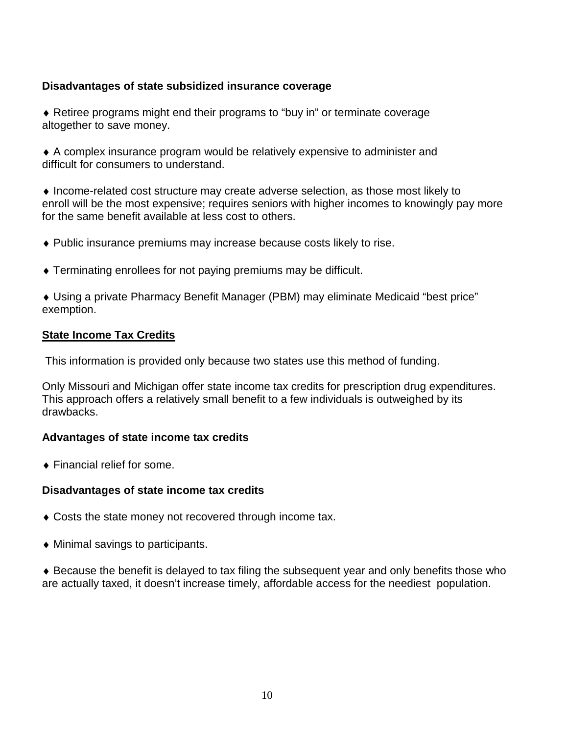**Disadvantages of state subsidized insurance coverage**

♦ Retiree programs might end their programs to "buy in" or terminate coverage altogether to save money.

♦ A complex insurance program would be relatively expensive to administer and difficult for consumers to understand.

♦ Income-related cost structure may create adverse selection, as those most likely to enroll will be the most expensive; requires seniors with higher incomes to knowingly pay more for the same benefit available at less cost to others.

♦ Public insurance premiums may increase because costs likely to rise.

♦ Terminating enrollees for not paying premiums may be difficult.

♦ Using a private Pharmacy Benefit Manager (PBM) may eliminate Medicaid "best price" exemption.

**State Income Tax Credits**

This information is provided only because two states use this method of funding.

Only Missouri and Michigan offer state income tax credits for prescription drug expenditures. This approach offers a relatively small benefit to a few individuals is outweighed by its drawbacks.

**Advantages of state income tax credits**

♦ Financial relief for some.

**Disadvantages of state income tax credits**

♦ Costs the state money not recovered through income tax.

♦ Minimal savings to participants.

♦ Because the benefit is delayed to tax filing the subsequent year and only benefits those who are actually taxed, it doesn't increase timely, affordable access for the neediest population.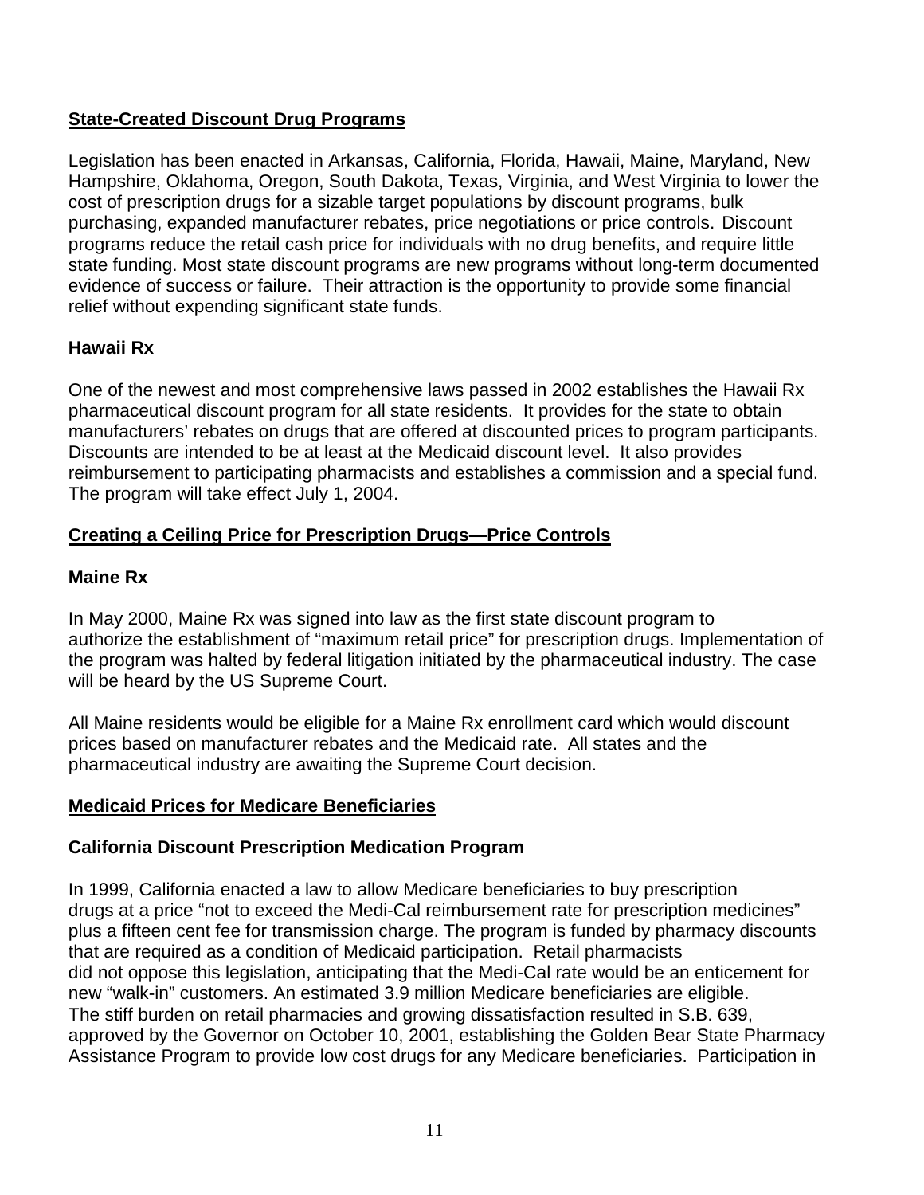## State-Created Discount Drug Programs

Legislation has been enacted in Arkansas, California, Florida, Hawaii, Maine, Maryland, New Hampshire, Oklahoma, Oregon, South Dakota, Texas, Virginia, and West Virginia to lower the cost of prescription drugs for a sizable target populations by discount programs, bulk purchasing, expanded manufacturer rebates, price negotiations or price controls. Discount programs reduce the retail cash price for individuals with no drug benefits, and require little state funding. Most state discount programs are new programs without long-term documented evidence of success or failure. Their attraction is the opportunity to provide some financial relief without expending significant state funds.

### Hawaii Rx

One of the newest and most comprehensive laws passed in 2002 establishes the Hawaii Rx pharmaceutical discount program for all state residents. It provides for the state to obtain manufacturers' rebates on drugs that are offered at discounted prices to program participants. Discounts are intended to be at least at the Medicaid discount level. It also provides reimbursement to participating pharmacists and establishes a commission and a special fund. The program will take effect July 1, 2004.

## Creating a Ceiling Price for Prescription Drugs—Price Controls

### Maine Rx

In May 2000, Maine Rx was signed into law as the first state discount program to authorize the establishment of "maximum retail price" for prescription drugs. Implementation of the program was halted by federal litigation initiated by the pharmaceutical industry. The case will be heard by the US Supreme Court.

All Maine residents would be eligible for a Maine Rx enrollment card which would discount prices based on manufacturer rebates and the Medicaid rate. All states and the pharmaceutical industry are awaiting the Supreme Court decision.

## Medicaid Prices for Medicare Beneficiaries

### California Discount Prescription Medication Program

In 1999, California enacted a law to allow Medicare beneficiaries to buy prescription drugs at a price "not to exceed the Medi-Cal reimbursement rate for prescription medicines" plus a fifteen cent fee for transmission charge. The program is funded by pharmacy discounts that are required as a condition of Medicaid participation. Retail pharmacists did not oppose this legislation, anticipating that the Medi-Cal rate would be an enticement for new "walk-in" customers. An estimated 3.9 million Medicare beneficiaries are eligible. The stiff burden on retail pharmacies and growing dissatisfaction resulted in S.B. 639, approved by the Governor on October 10, 2001, establishing the Golden Bear State Pharmacy Assistance Program to provide low cost drugs for any Medicare beneficiaries. Participation in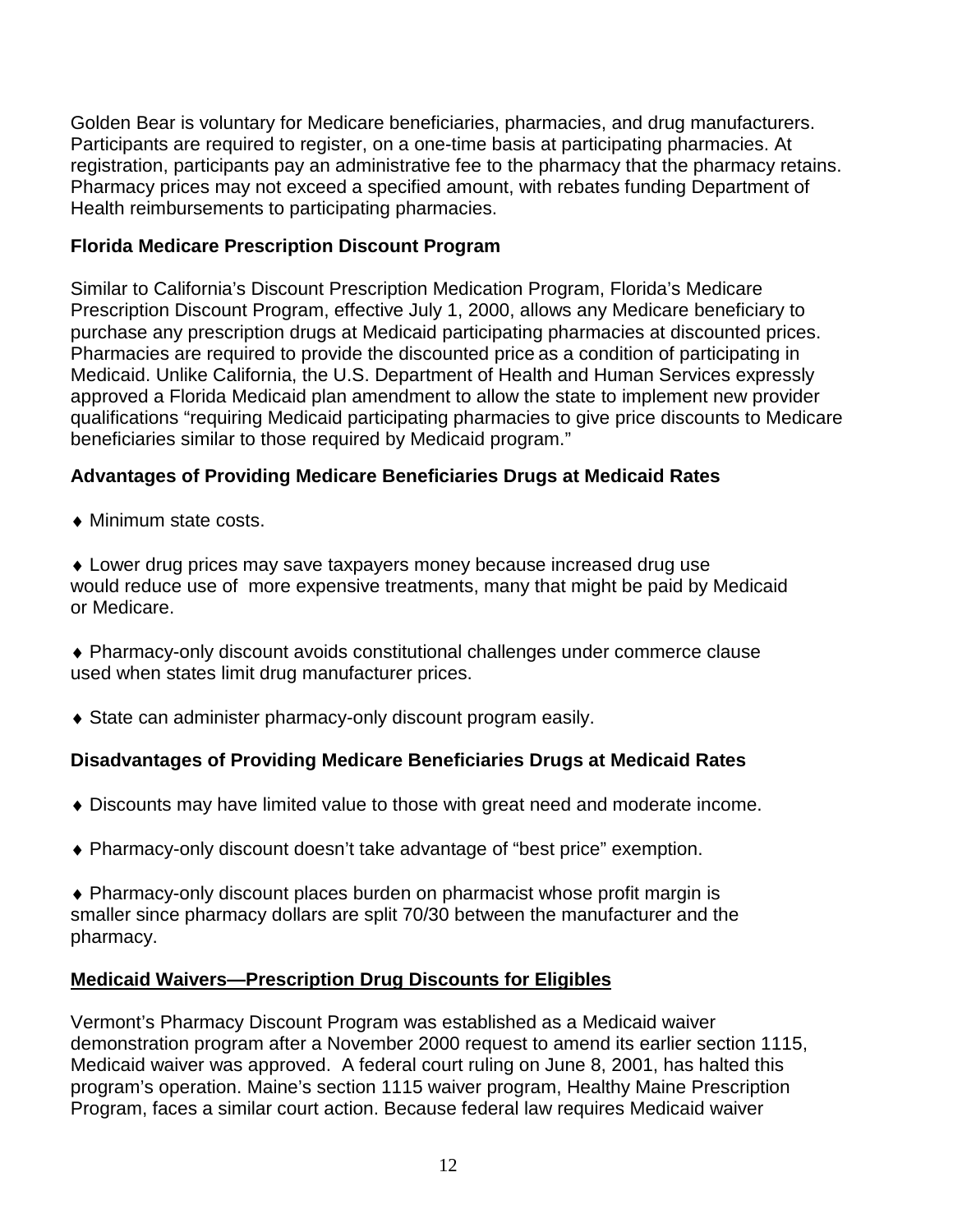Golden Bear is voluntary for Medicare beneficiaries, pharmacies, and drug manufacturers. Participants are required to register, on a one-time basis at participating pharmacies. At registration, participants pay an administrative fee to the pharmacy that the pharmacy retains. Pharmacy prices may not exceed a specified amount, with rebates funding Department of Health reimbursements to participating pharmacies.

**Florida Medicare Prescription Discount Program**

Similar to California's Discount Prescription Medication Program, Florida's Medicare Prescription Discount Program, effective July 1, 2000, allows any Medicare beneficiary to purchase any prescription drugs at Medicaid participating pharmacies at discounted prices. Pharmacies are required to provide the discounted price as a condition of participating in Medicaid. Unlike California, the U.S. Department of Health and Human Services expressly approved a Florida Medicaid plan amendment to allow the state to implement new provider qualifications "requiring Medicaid participating pharmacies to give price discounts to Medicare beneficiaries similar to those required by Medicaid program."

**Advantages of Providing Medicare Beneficiaries Drugs at Medicaid Rates**

- Minimum state costs.
- Lower drug prices may save taxpayers money because increased drug use would reduce use of more expensive treatments, many that might be paid by Medicaid or Medicare.
- Pharmacy-only discount avoids constitutional challenges under commerce clause used when states limit drug manufacturer prices.
- State can administer pharmacy-only discount program easily.

**Disadvantages of Providing Medicare Beneficiaries Drugs at Medicaid Rates**

- Discounts may have limited value to those with great need and moderate income.
- Pharmacy-only discount doesn't take advantage of "best price" exemption.
- Pharmacy-only discount places burden on pharmacist whose profit margin is smaller since pharmacy dollars are split 70/30 between the manufacturer and the pharmacy.

**Medicaid Waivers—Prescription Drug Discounts for Eligibles**

Vermont's Pharmacy Discount Program was established as a Medicaid waiver demonstration program after a November 2000 request to amend its earlier section 1115, Medicaid waiver was approved. A federal court ruling on June 8, 2001, has halted this program's operation. Maine's section 1115 waiver program, Healthy Maine Prescription Program, faces a similar court action. Because federal law requires Medicaid waiver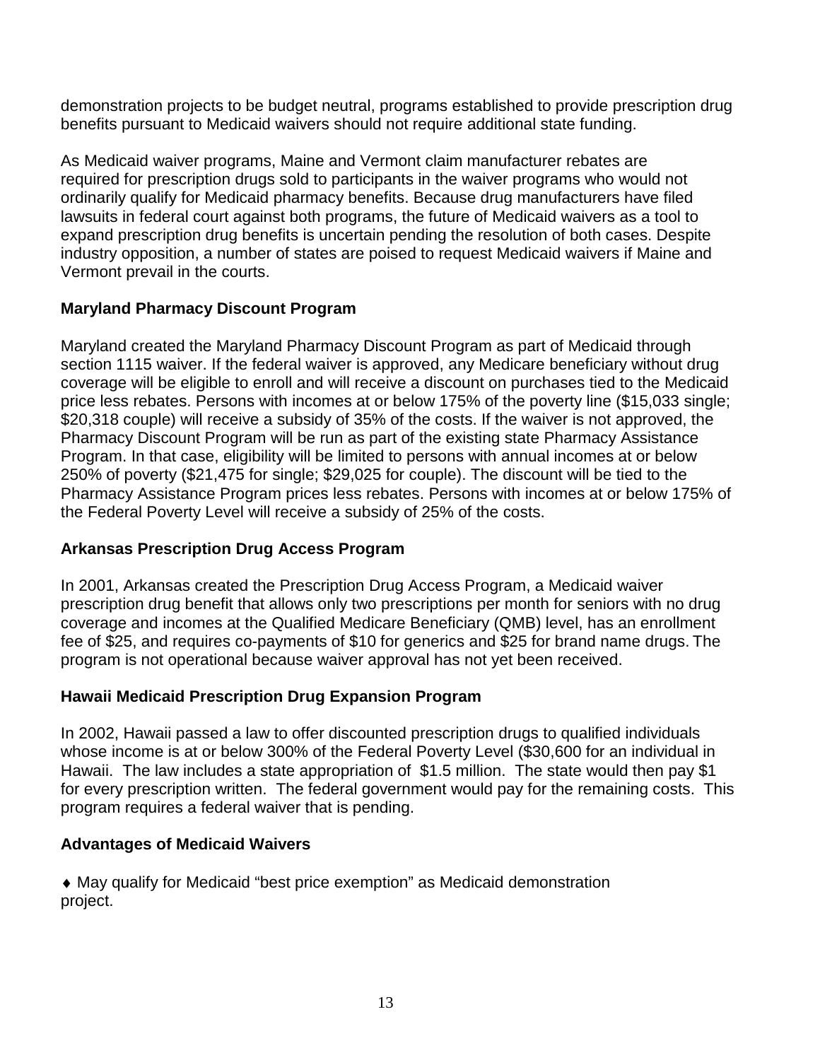demonstration projects to be budget neutral, programs established to provide prescription drug benefits pursuant to Medicaid waivers should not require additional state funding.

As Medicaid waiver programs, Maine and Vermont claim manufacturer rebates are required for prescription drugs sold to participants in the waiver programs who would not ordinarily qualify for Medicaid pharmacy benefits. Because drug manufacturers have filed lawsuits in federal court against both programs, the future of Medicaid waivers as a tool to expand prescription drug benefits is uncertain pending the resolution of both cases. Despite industry opposition, a number of states are poised to request Medicaid waivers if Maine and Vermont prevail in the courts.

**Maryland Pharmacy Discount Program**

Maryland created the Maryland Pharmacy Discount Program as part of Medicaid through section 1115 waiver. If the federal waiver is approved, any Medicare beneficiary without drug coverage will be eligible to enroll and will receive a discount on purchases tied to the Medicaid price less rebates. Persons with incomes at or below 175% of the poverty line ($15,033 single; $20,318 couple) will receive a subsidy of 35% of the costs. If the waiver is not approved, the Pharmacy Discount Program will be run as part of the existing state Pharmacy Assistance Program. In that case, eligibility will be limited to persons with annual incomes at or below 250% of poverty ($21,475 for single; $29,025 for couple). The discount will be tied to the Pharmacy Assistance Program prices less rebates. Persons with incomes at or below 175% of the Federal Poverty Level will receive a subsidy of 25% of the costs.

**Arkansas Prescription Drug Access Program**

In 2001, Arkansas created the Prescription Drug Access Program, a Medicaid waiver prescription drug benefit that allows only two prescriptions per month for seniors with no drug coverage and incomes at the Qualified Medicare Beneficiary (QMB) level, has an enrollment fee of $25, and requires co-payments of $10 for generics and $25 for brand name drugs. The program is not operational because waiver approval has not yet been received.

**Hawaii Medicaid Prescription Drug Expansion Program**

In 2002, Hawaii passed a law to offer discounted prescription drugs to qualified individuals whose income is at or below 300% of the Federal Poverty Level ($30,600 for an individual in Hawaii. The law includes a state appropriation of $1.5 million. The state would then pay $1 for every prescription written. The federal government would pay for the remaining costs. This program requires a federal waiver that is pending.

**Advantages of Medicaid Waivers**

♦ May qualify for Medicaid "best price exemption" as Medicaid demonstration project.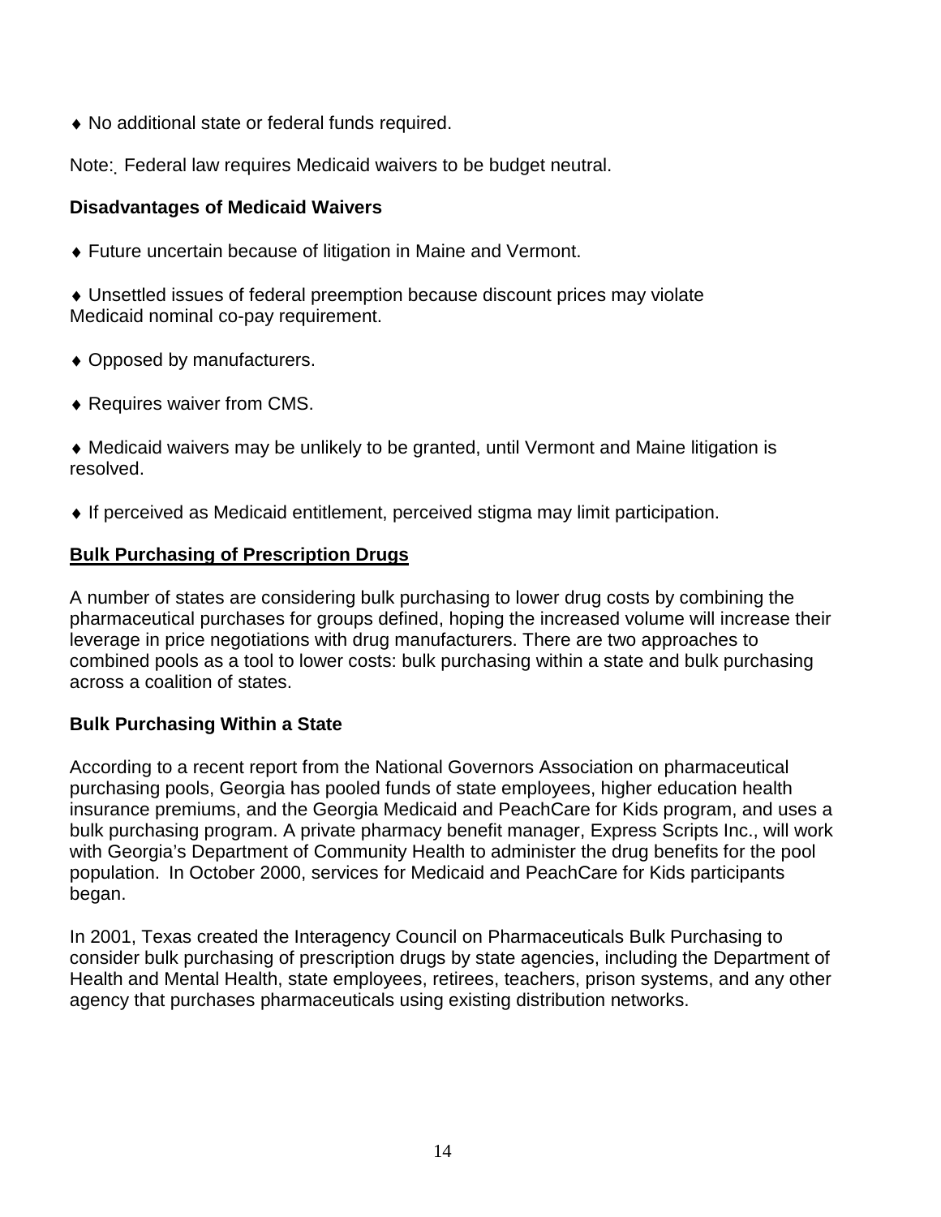- No additional state or federal funds required.

Note: Federal law requires Medicaid waivers to be budget neutral.

### Disadvantages of Medicaid Waivers

- Future uncertain because of litigation in Maine and Vermont.

- Unsettled issues of federal preemption because discount prices may violate Medicaid nominal co-pay requirement.

- Opposed by manufacturers.

- Requires waiver from CMS.

- Medicaid waivers may be unlikely to be granted, until Vermont and Maine litigation is resolved.

- If perceived as Medicaid entitlement, perceived stigma may limit participation.

## Bulk Purchasing of Prescription Drugs

A number of states are considering bulk purchasing to lower drug costs by combining the pharmaceutical purchases for groups defined, hoping the increased volume will increase their leverage in price negotiations with drug manufacturers. There are two approaches to combined pools as a tool to lower costs: bulk purchasing within a state and bulk purchasing across a coalition of states.

### Bulk Purchasing Within a State

According to a recent report from the National Governors Association on pharmaceutical purchasing pools, Georgia has pooled funds of state employees, higher education health insurance premiums, and the Georgia Medicaid and PeachCare for Kids program, and uses a bulk purchasing program. A private pharmacy benefit manager, Express Scripts Inc., will work with Georgia's Department of Community Health to administer the drug benefits for the pool population. In October 2000, services for Medicaid and PeachCare for Kids participants began.

In 2001, Texas created the Interagency Council on Pharmaceuticals Bulk Purchasing to consider bulk purchasing of prescription drugs by state agencies, including the Department of Health and Mental Health, state employees, retirees, teachers, prison systems, and any other agency that purchases pharmaceuticals using existing distribution networks.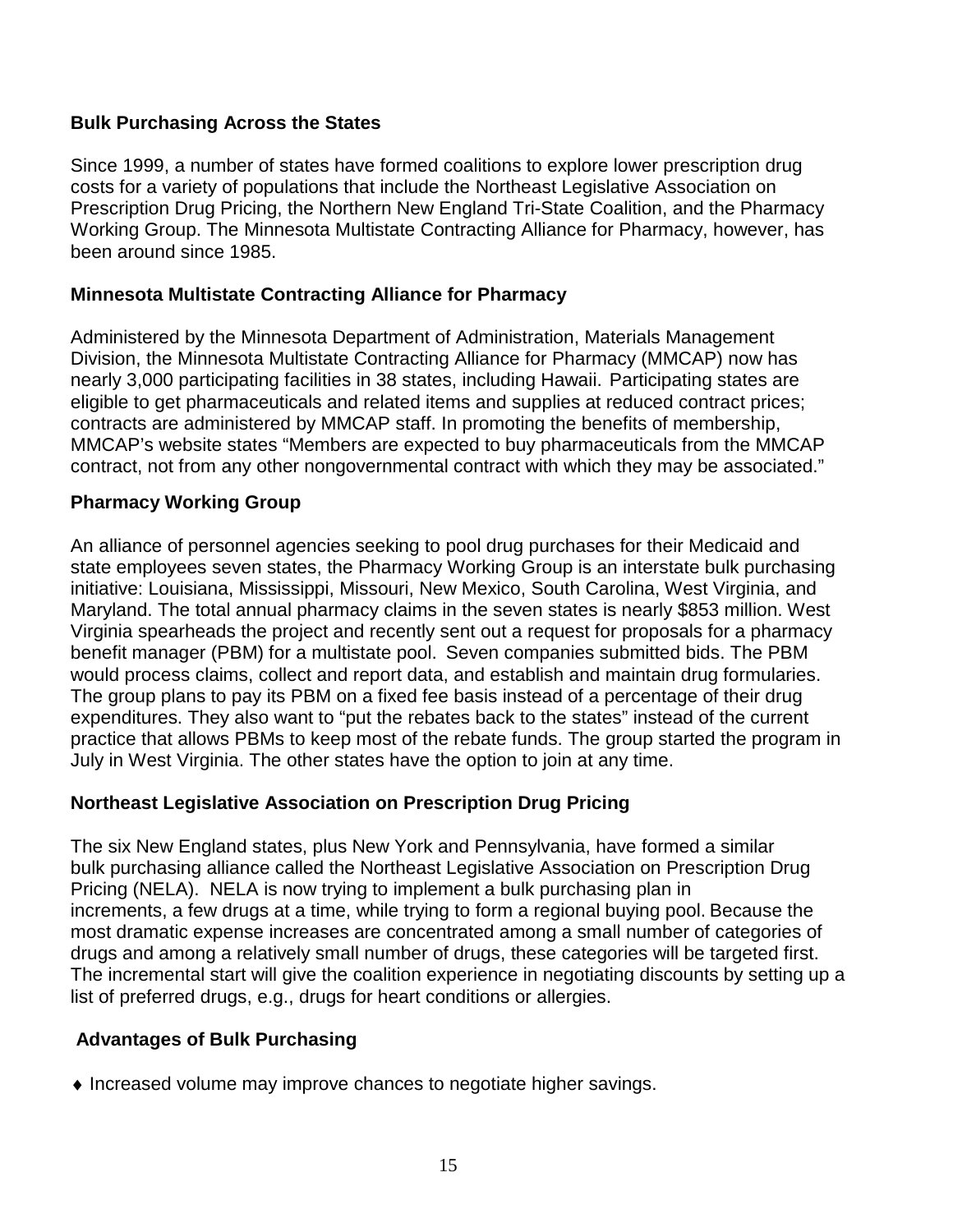## Bulk Purchasing Across the States

Since 1999, a number of states have formed coalitions to explore lower prescription drug costs for a variety of populations that include the Northeast Legislative Association on Prescription Drug Pricing, the Northern New England Tri-State Coalition, and the Pharmacy Working Group. The Minnesota Multistate Contracting Alliance for Pharmacy, however, has been around since 1985.

### Minnesota Multistate Contracting Alliance for Pharmacy

Administered by the Minnesota Department of Administration, Materials Management Division, the Minnesota Multistate Contracting Alliance for Pharmacy (MMCAP) now has nearly 3,000 participating facilities in 38 states, including Hawaii. Participating states are eligible to get pharmaceuticals and related items and supplies at reduced contract prices; contracts are administered by MMCAP staff. In promoting the benefits of membership, MMCAP's website states "Members are expected to buy pharmaceuticals from the MMCAP contract, not from any other nongovernmental contract with which they may be associated."

### Pharmacy Working Group

An alliance of personnel agencies seeking to pool drug purchases for their Medicaid and state employees seven states, the Pharmacy Working Group is an interstate bulk purchasing initiative: Louisiana, Mississippi, Missouri, New Mexico, South Carolina, West Virginia, and Maryland. The total annual pharmacy claims in the seven states is nearly $853 million. West Virginia spearheads the project and recently sent out a request for proposals for a pharmacy benefit manager (PBM) for a multistate pool. Seven companies submitted bids. The PBM would process claims, collect and report data, and establish and maintain drug formularies. The group plans to pay its PBM on a fixed fee basis instead of a percentage of their drug expenditures. They also want to "put the rebates back to the states" instead of the current practice that allows PBMs to keep most of the rebate funds. The group started the program in July in West Virginia. The other states have the option to join at any time.

### Northeast Legislative Association on Prescription Drug Pricing

The six New England states, plus New York and Pennsylvania, have formed a similar bulk purchasing alliance called the Northeast Legislative Association on Prescription Drug Pricing (NELA). NELA is now trying to implement a bulk purchasing plan in increments, a few drugs at a time, while trying to form a regional buying pool. Because the most dramatic expense increases are concentrated among a small number of categories of drugs and among a relatively small number of drugs, these categories will be targeted first. The incremental start will give the coalition experience in negotiating discounts by setting up a list of preferred drugs, e.g., drugs for heart conditions or allergies.

### Advantages of Bulk Purchasing

- Increased volume may improve chances to negotiate higher savings.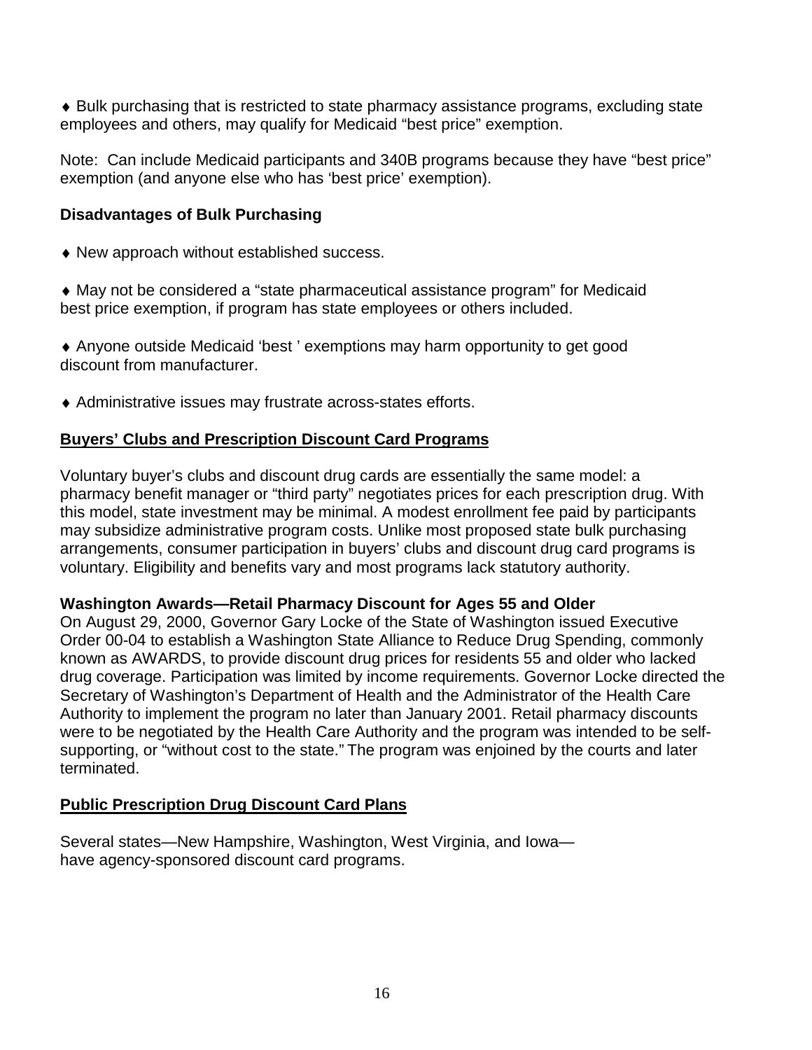♦ Bulk purchasing that is restricted to state pharmacy assistance programs, excluding state employees and others, may qualify for Medicaid "best price" exemption.

Note: Can include Medicaid participants and 340B programs because they have "best price" exemption (and anyone else who has 'best price' exemption).

**Disadvantages of Bulk Purchasing**

♦ New approach without established success.

♦ May not be considered a "state pharmaceutical assistance program" for Medicaid best price exemption, if program has state employees or others included.

♦ Anyone outside Medicaid 'best ' exemptions may harm opportunity to get good discount from manufacturer.

♦ Administrative issues may frustrate across-states efforts.

## Buyers' Clubs and Prescription Discount Card Programs

Voluntary buyer's clubs and discount drug cards are essentially the same model: a pharmacy benefit manager or "third party" negotiates prices for each prescription drug. With this model, state investment may be minimal. A modest enrollment fee paid by participants may subsidize administrative program costs. Unlike most proposed state bulk purchasing arrangements, consumer participation in buyers' clubs and discount drug card programs is voluntary. Eligibility and benefits vary and most programs lack statutory authority.

**Washington Awards—Retail Pharmacy Discount for Ages 55 and Older**

On August 29, 2000, Governor Gary Locke of the State of Washington issued Executive Order 00-04 to establish a Washington State Alliance to Reduce Drug Spending, commonly known as AWARDS, to provide discount drug prices for residents 55 and older who lacked drug coverage. Participation was limited by income requirements. Governor Locke directed the Secretary of Washington's Department of Health and the Administrator of the Health Care Authority to implement the program no later than January 2001. Retail pharmacy discounts were to be negotiated by the Health Care Authority and the program was intended to be self-supporting, or "without cost to the state." The program was enjoined by the courts and later terminated.

## Public Prescription Drug Discount Card Plans

Several states—New Hampshire, Washington, West Virginia, and Iowa—have agency-sponsored discount card programs.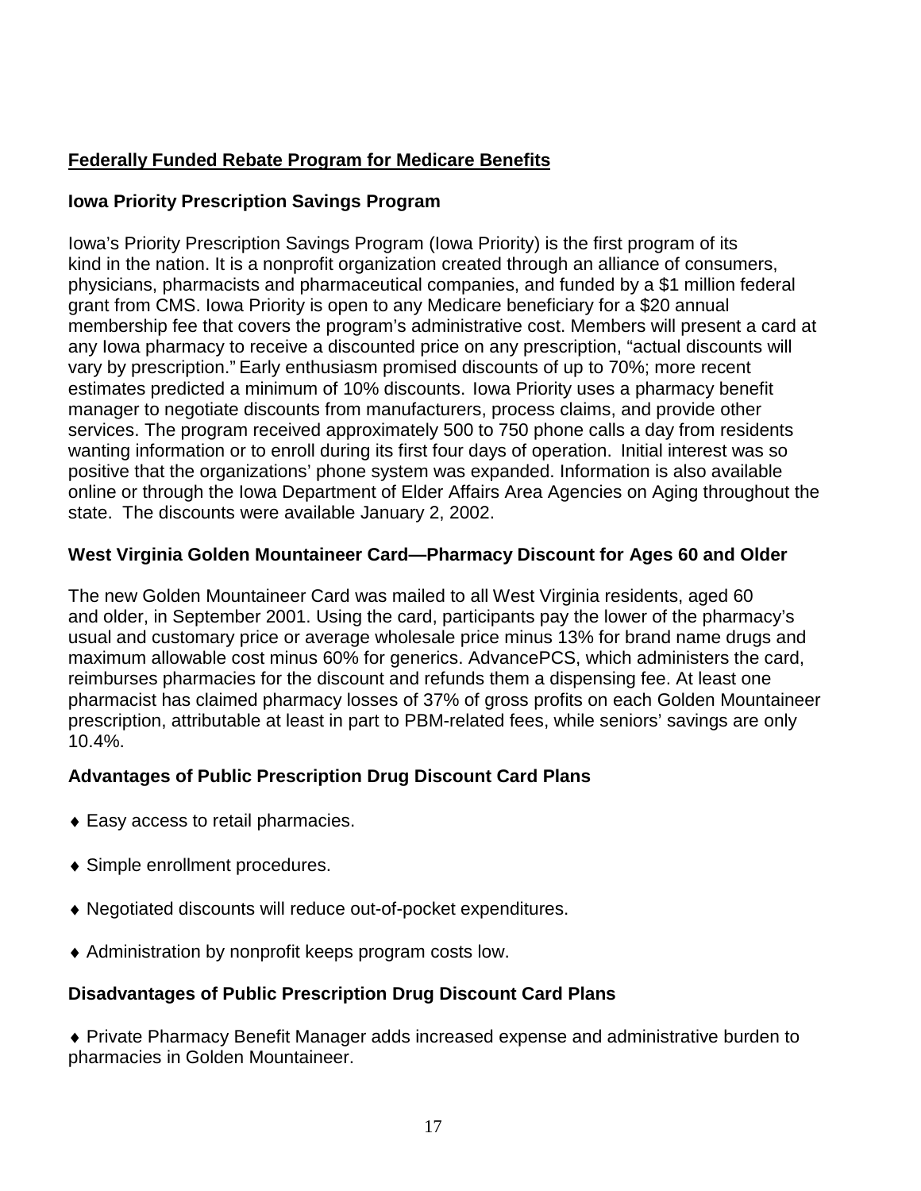## <u>Federally Funded Rebate Program for Medicare Benefits</u>

### Iowa Priority Prescription Savings Program

Iowa's Priority Prescription Savings Program (Iowa Priority) is the first program of its kind in the nation. It is a nonprofit organization created through an alliance of consumers, physicians, pharmacists and pharmaceutical companies, and funded by a $1 million federal grant from CMS. Iowa Priority is open to any Medicare beneficiary for a $20 annual membership fee that covers the program's administrative cost. Members will present a card at any Iowa pharmacy to receive a discounted price on any prescription, "actual discounts will vary by prescription." Early enthusiasm promised discounts of up to 70%; more recent estimates predicted a minimum of 10% discounts. Iowa Priority uses a pharmacy benefit manager to negotiate discounts from manufacturers, process claims, and provide other services. The program received approximately 500 to 750 phone calls a day from residents wanting information or to enroll during its first four days of operation. Initial interest was so positive that the organizations' phone system was expanded. Information is also available online or through the Iowa Department of Elder Affairs Area Agencies on Aging throughout the state. The discounts were available January 2, 2002.

### West Virginia Golden Mountaineer Card—Pharmacy Discount for Ages 60 and Older

The new Golden Mountaineer Card was mailed to all West Virginia residents, aged 60 and older, in September 2001. Using the card, participants pay the lower of the pharmacy's usual and customary price or average wholesale price minus 13% for brand name drugs and maximum allowable cost minus 60% for generics. AdvancePCS, which administers the card, reimburses pharmacies for the discount and refunds them a dispensing fee. At least one pharmacist has claimed pharmacy losses of 37% of gross profits on each Golden Mountaineer prescription, attributable at least in part to PBM-related fees, while seniors' savings are only 10.4%.

### Advantages of Public Prescription Drug Discount Card Plans

- Easy access to retail pharmacies.
- Simple enrollment procedures.
- Negotiated discounts will reduce out-of-pocket expenditures.
- Administration by nonprofit keeps program costs low.

### Disadvantages of Public Prescription Drug Discount Card Plans

- Private Pharmacy Benefit Manager adds increased expense and administrative burden to pharmacies in Golden Mountaineer.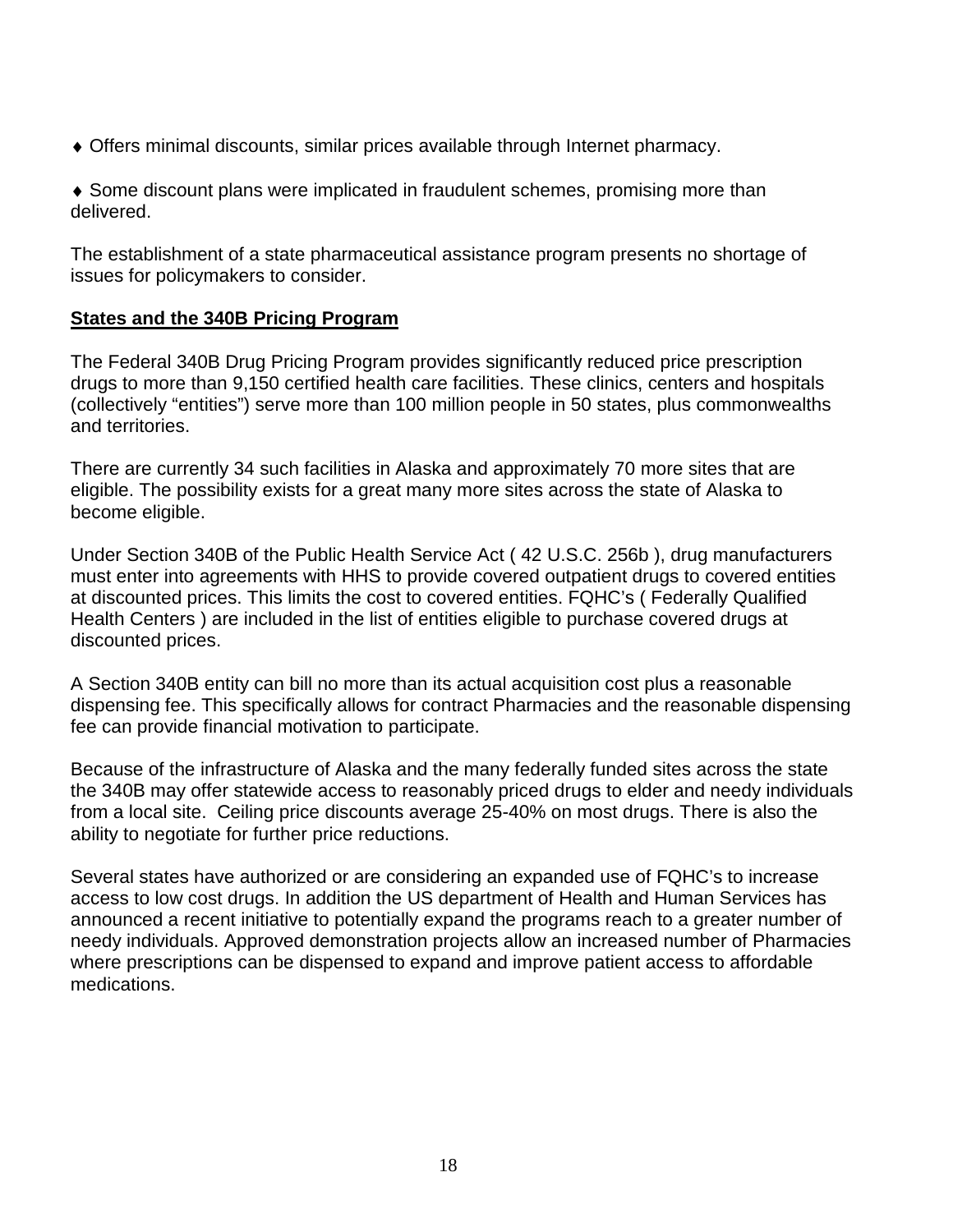♦ Offers minimal discounts, similar prices available through Internet pharmacy.

♦ Some discount plans were implicated in fraudulent schemes, promising more than delivered.

The establishment of a state pharmaceutical assistance program presents no shortage of issues for policymakers to consider.

**States and the 340B Pricing Program**

The Federal 340B Drug Pricing Program provides significantly reduced price prescription drugs to more than 9,150 certified health care facilities. These clinics, centers and hospitals (collectively "entities") serve more than 100 million people in 50 states, plus commonwealths and territories.

There are currently 34 such facilities in Alaska and approximately 70 more sites that are eligible. The possibility exists for a great many more sites across the state of Alaska to become eligible.

Under Section 340B of the Public Health Service Act ( 42 U.S.C. 256b ), drug manufacturers must enter into agreements with HHS to provide covered outpatient drugs to covered entities at discounted prices. This limits the cost to covered entities. FQHC's ( Federally Qualified Health Centers ) are included in the list of entities eligible to purchase covered drugs at discounted prices.

A Section 340B entity can bill no more than its actual acquisition cost plus a reasonable dispensing fee. This specifically allows for contract Pharmacies and the reasonable dispensing fee can provide financial motivation to participate.

Because of the infrastructure of Alaska and the many federally funded sites across the state the 340B may offer statewide access to reasonably priced drugs to elder and needy individuals from a local site. Ceiling price discounts average 25-40% on most drugs. There is also the ability to negotiate for further price reductions.

Several states have authorized or are considering an expanded use of FQHC's to increase access to low cost drugs. In addition the US department of Health and Human Services has announced a recent initiative to potentially expand the programs reach to a greater number of needy individuals. Approved demonstration projects allow an increased number of Pharmacies where prescriptions can be dispensed to expand and improve patient access to affordable medications.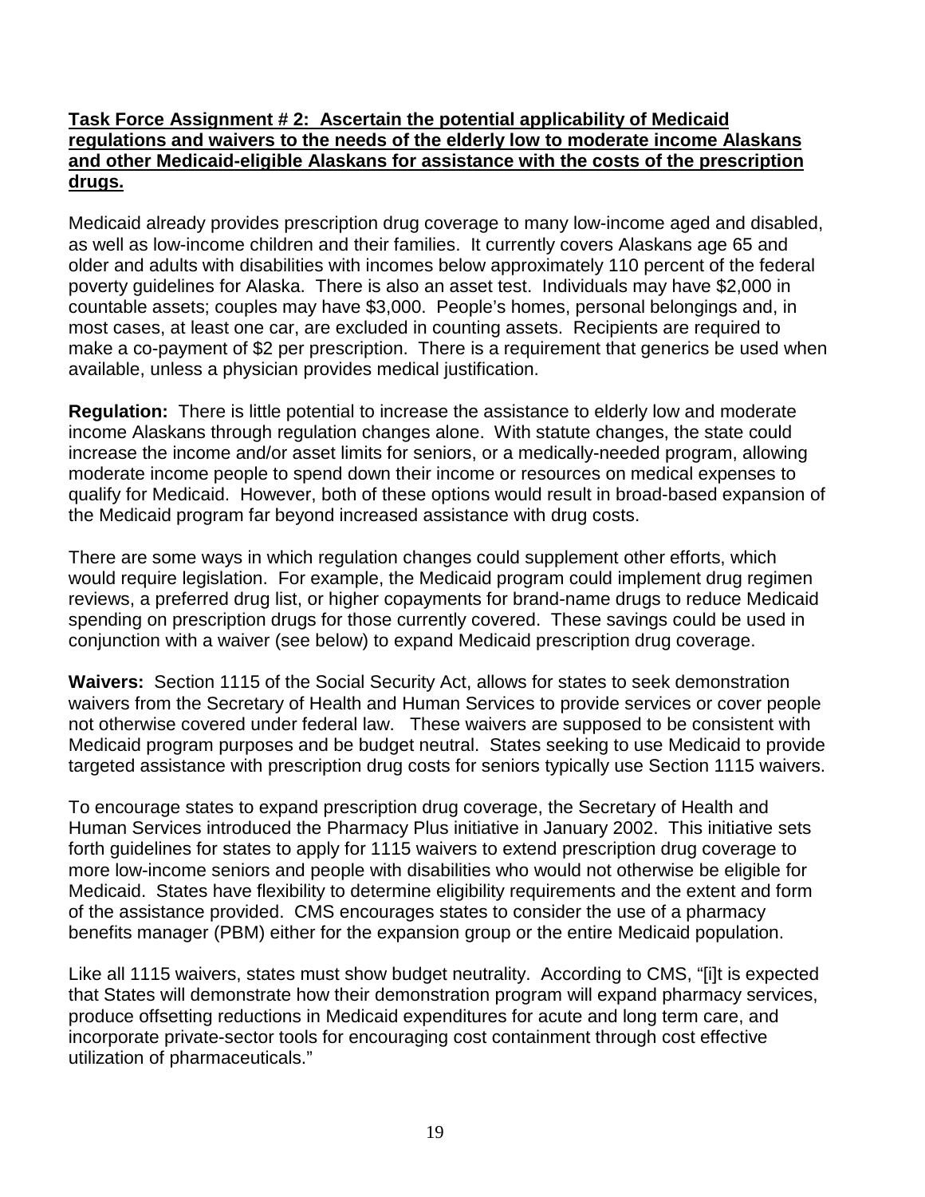**Task Force Assignment # 2: Ascertain the potential applicability of Medicaid regulations and waivers to the needs of the elderly low to moderate income Alaskans and other Medicaid-eligible Alaskans for assistance with the costs of the prescription drugs.**

Medicaid already provides prescription drug coverage to many low-income aged and disabled, as well as low-income children and their families. It currently covers Alaskans age 65 and older and adults with disabilities with incomes below approximately 110 percent of the federal poverty guidelines for Alaska. There is also an asset test. Individuals may have $2,000 in countable assets; couples may have $3,000. People's homes, personal belongings and, in most cases, at least one car, are excluded in counting assets. Recipients are required to make a co-payment of $2 per prescription. There is a requirement that generics be used when available, unless a physician provides medical justification.

**Regulation:** There is little potential to increase the assistance to elderly low and moderate income Alaskans through regulation changes alone. With statute changes, the state could increase the income and/or asset limits for seniors, or a medically-needed program, allowing moderate income people to spend down their income or resources on medical expenses to qualify for Medicaid. However, both of these options would result in broad-based expansion of the Medicaid program far beyond increased assistance with drug costs.

There are some ways in which regulation changes could supplement other efforts, which would require legislation. For example, the Medicaid program could implement drug regimen reviews, a preferred drug list, or higher copayments for brand-name drugs to reduce Medicaid spending on prescription drugs for those currently covered. These savings could be used in conjunction with a waiver (see below) to expand Medicaid prescription drug coverage.

**Waivers:** Section 1115 of the Social Security Act, allows for states to seek demonstration waivers from the Secretary of Health and Human Services to provide services or cover people not otherwise covered under federal law. These waivers are supposed to be consistent with Medicaid program purposes and be budget neutral. States seeking to use Medicaid to provide targeted assistance with prescription drug costs for seniors typically use Section 1115 waivers.

To encourage states to expand prescription drug coverage, the Secretary of Health and Human Services introduced the Pharmacy Plus initiative in January 2002. This initiative sets forth guidelines for states to apply for 1115 waivers to extend prescription drug coverage to more low-income seniors and people with disabilities who would not otherwise be eligible for Medicaid. States have flexibility to determine eligibility requirements and the extent and form of the assistance provided. CMS encourages states to consider the use of a pharmacy benefits manager (PBM) either for the expansion group or the entire Medicaid population.

Like all 1115 waivers, states must show budget neutrality. According to CMS, "[i]t is expected that States will demonstrate how their demonstration program will expand pharmacy services, produce offsetting reductions in Medicaid expenditures for acute and long term care, and incorporate private-sector tools for encouraging cost containment through cost effective utilization of pharmaceuticals."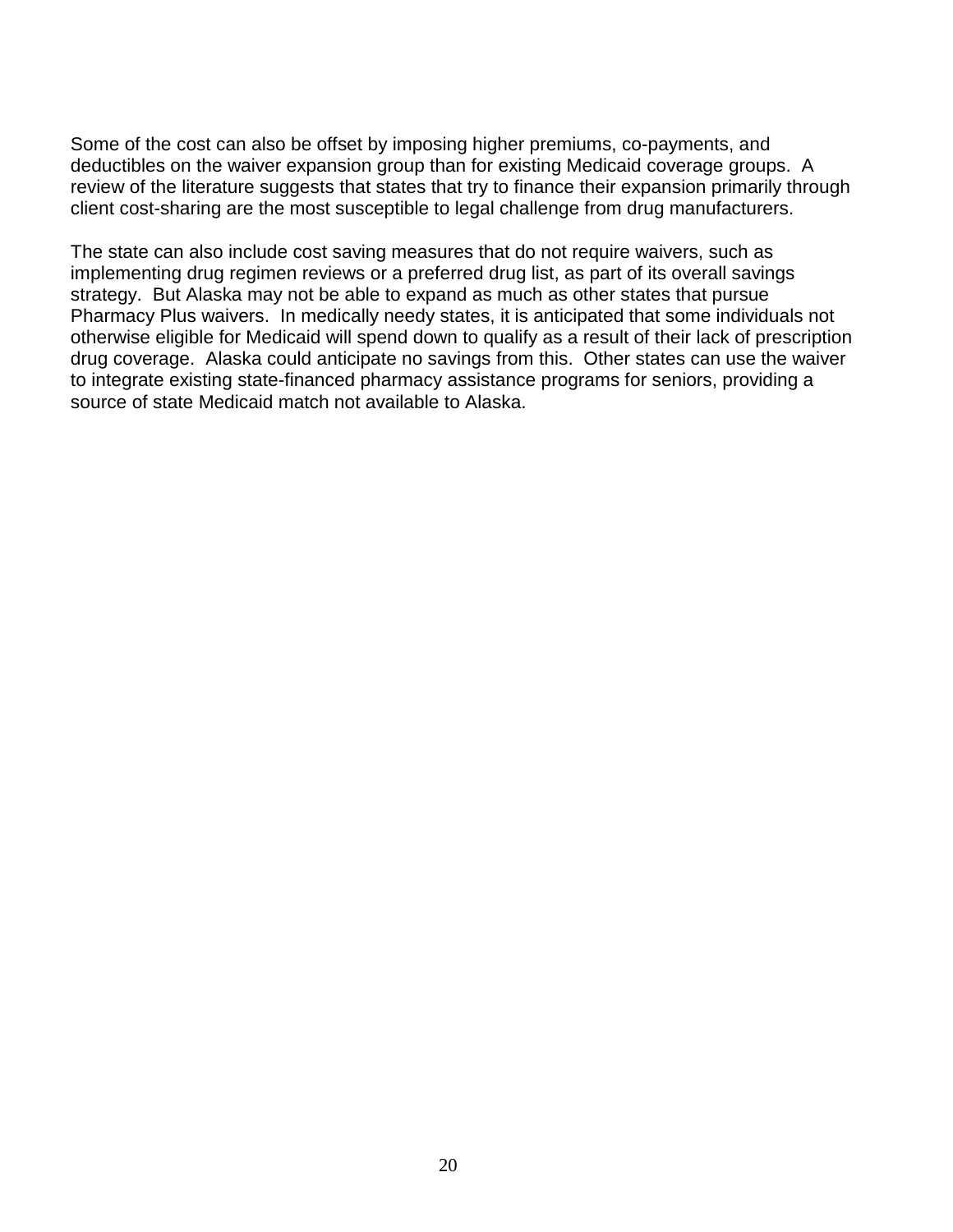Some of the cost can also be offset by imposing higher premiums, co-payments, and deductibles on the waiver expansion group than for existing Medicaid coverage groups. A review of the literature suggests that states that try to finance their expansion primarily through client cost-sharing are the most susceptible to legal challenge from drug manufacturers.

The state can also include cost saving measures that do not require waivers, such as implementing drug regimen reviews or a preferred drug list, as part of its overall savings strategy. But Alaska may not be able to expand as much as other states that pursue Pharmacy Plus waivers. In medically needy states, it is anticipated that some individuals not otherwise eligible for Medicaid will spend down to qualify as a result of their lack of prescription drug coverage. Alaska could anticipate no savings from this. Other states can use the waiver to integrate existing state-financed pharmacy assistance programs for seniors, providing a source of state Medicaid match not available to Alaska.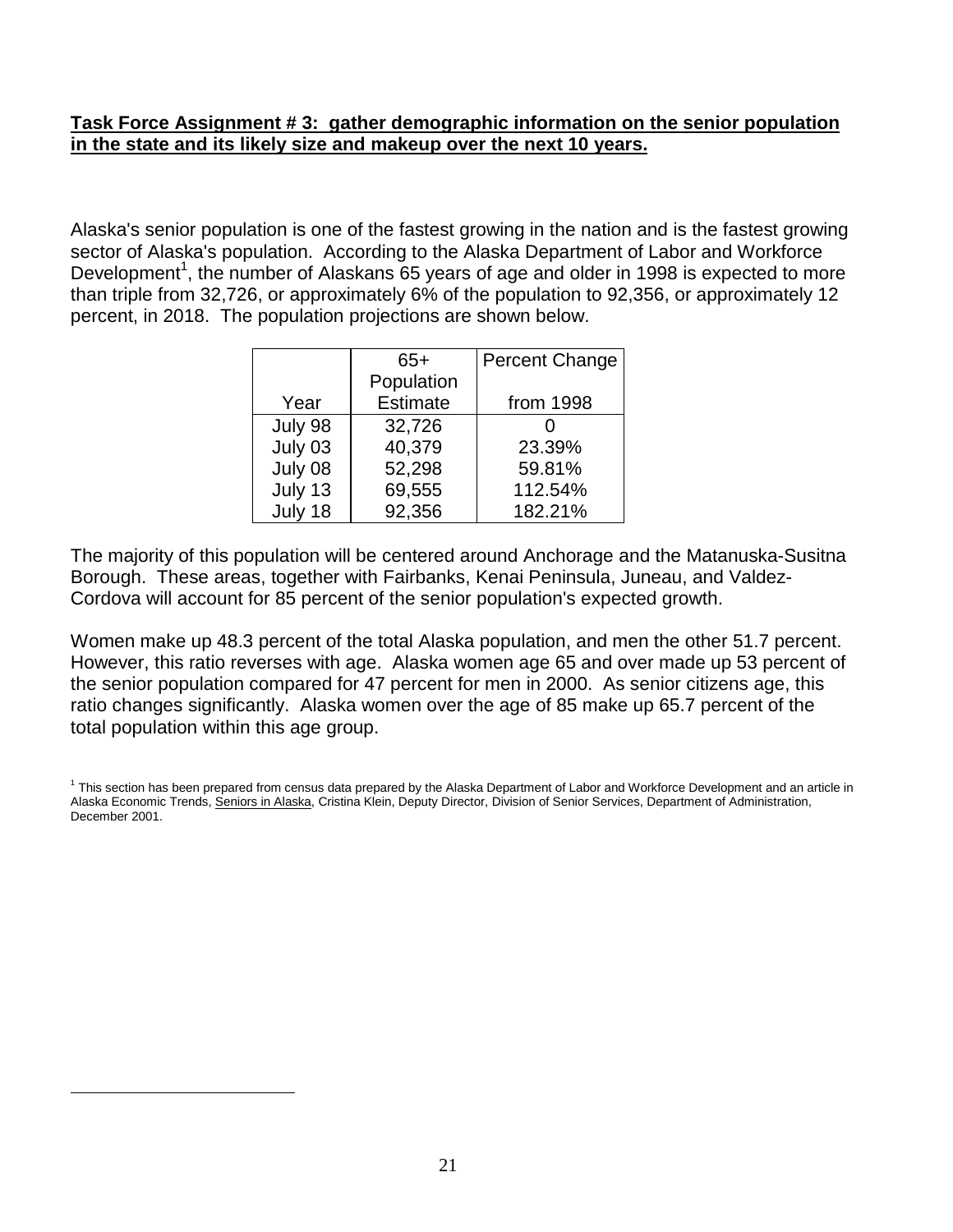**Task Force Assignment # 3: gather demographic information on the senior population in the state and its likely size and makeup over the next 10 years.**

Alaska's senior population is one of the fastest growing in the nation and is the fastest growing sector of Alaska's population. According to the Alaska Department of Labor and Workforce Development[1], the number of Alaskans 65 years of age and older in 1998 is expected to more than triple from 32,726, or approximately 6% of the population to 92,356, or approximately 12 percent, in 2018. The population projections are shown below.

| Year | 65+ Population Estimate | Percent Change from 1998 |
|---|---|---|
| July 98 | 32,726 | 0 |
| July 03 | 40,379 | 23.39% |
| July 08 | 52,298 | 59.81% |
| July 13 | 69,555 | 112.54% |
| July 18 | 92,356 | 182.21% |

The majority of this population will be centered around Anchorage and the Matanuska-Susitna Borough. These areas, together with Fairbanks, Kenai Peninsula, Juneau, and Valdez-Cordova will account for 85 percent of the senior population's expected growth.

Women make up 48.3 percent of the total Alaska population, and men the other 51.7 percent. However, this ratio reverses with age. Alaska women age 65 and over made up 53 percent of the senior population compared for 47 percent for men in 2000. As senior citizens age, this ratio changes significantly. Alaska women over the age of 85 make up 65.7 percent of the total population within this age group.

[1] This section has been prepared from census data prepared by the Alaska Department of Labor and Workforce Development and an article in Alaska Economic Trends, Seniors in Alaska, Cristina Klein, Deputy Director, Division of Senior Services, Department of Administration, December 2001.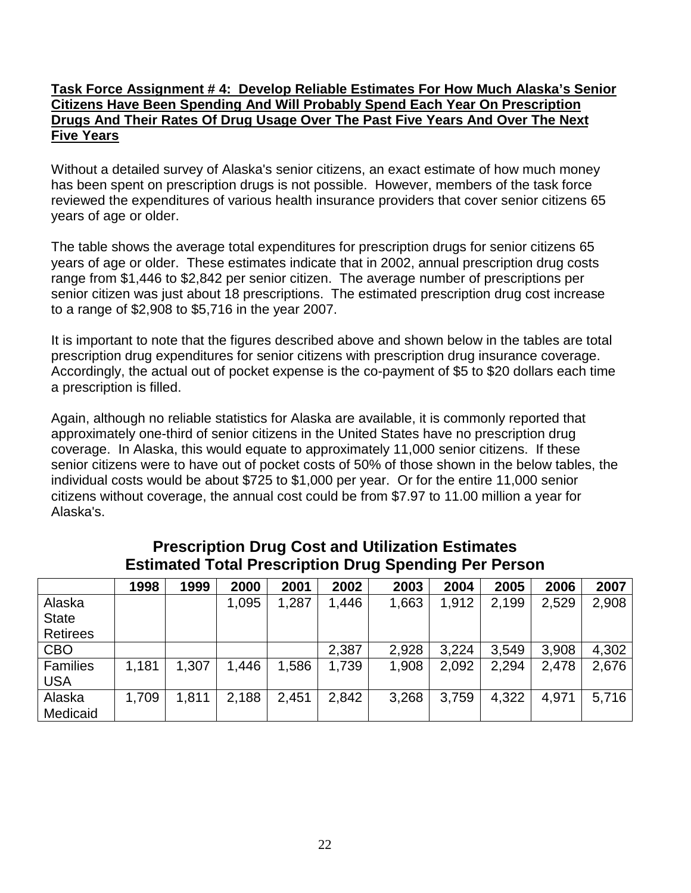**Task Force Assignment # 4: Develop Reliable Estimates For How Much Alaska's Senior Citizens Have Been Spending And Will Probably Spend Each Year On Prescription Drugs And Their Rates Of Drug Usage Over The Past Five Years And Over The Next Five Years**

Without a detailed survey of Alaska's senior citizens, an exact estimate of how much money has been spent on prescription drugs is not possible. However, members of the task force reviewed the expenditures of various health insurance providers that cover senior citizens 65 years of age or older.

The table shows the average total expenditures for prescription drugs for senior citizens 65 years of age or older. These estimates indicate that in 2002, annual prescription drug costs range from $1,446 to $2,842 per senior citizen. The average number of prescriptions per senior citizen was just about 18 prescriptions. The estimated prescription drug cost increase to a range of $2,908 to $5,716 in the year 2007.

It is important to note that the figures described above and shown below in the tables are total prescription drug expenditures for senior citizens with prescription drug insurance coverage. Accordingly, the actual out of pocket expense is the co-payment of $5 to $20 dollars each time a prescription is filled.

Again, although no reliable statistics for Alaska are available, it is commonly reported that approximately one-third of senior citizens in the United States have no prescription drug coverage. In Alaska, this would equate to approximately 11,000 senior citizens. If these senior citizens were to have out of pocket costs of 50% of those shown in the below tables, the individual costs would be about $725 to $1,000 per year. Or for the entire 11,000 senior citizens without coverage, the annual cost could be from $7.97 to 11.00 million a year for Alaska's.

## Prescription Drug Cost and Utilization Estimates
## Estimated Total Prescription Drug Spending Per Person

| | 1998 | 1999 | 2000 | 2001 | 2002 | 2003 | 2004 | 2005 | 2006 | 2007 |
|---|---|---|---|---|---|---|---|---|---|---|
| Alaska State Retirees | | | 1,095 | 1,287 | 1,446 | 1,663 | 1,912 | 2,199 | 2,529 | 2,908 |
| CBO | | | | | 2,387 | 2,928 | 3,224 | 3,549 | 3,908 | 4,302 |
| Families USA | 1,181 | 1,307 | 1,446 | 1,586 | 1,739 | 1,908 | 2,092 | 2,294 | 2,478 | 2,676 |
| Alaska Medicaid | 1,709 | 1,811 | 2,188 | 2,451 | 2,842 | 3,268 | 3,759 | 4,322 | 4,971 | 5,716 |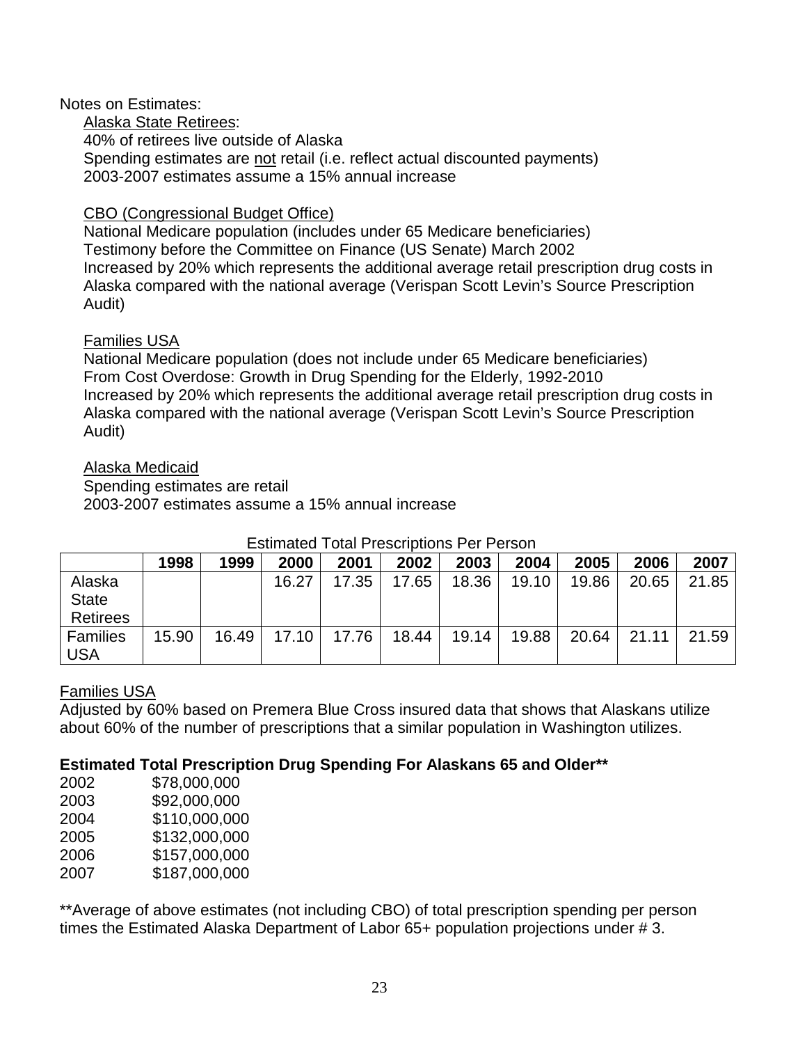Notes on Estimates:

Alaska State Retirees:
40% of retirees live outside of Alaska
Spending estimates are not retail (i.e. reflect actual discounted payments)
2003-2007 estimates assume a 15% annual increase

CBO (Congressional Budget Office)
National Medicare population (includes under 65 Medicare beneficiaries)
Testimony before the Committee on Finance (US Senate) March 2002
Increased by 20% which represents the additional average retail prescription drug costs in Alaska compared with the national average (Verispan Scott Levin's Source Prescription Audit)

Families USA
National Medicare population (does not include under 65 Medicare beneficiaries)
From Cost Overdose: Growth in Drug Spending for the Elderly, 1992-2010
Increased by 20% which represents the additional average retail prescription drug costs in Alaska compared with the national average (Verispan Scott Levin's Source Prescription Audit)

Alaska Medicaid
Spending estimates are retail
2003-2007 estimates assume a 15% annual increase

Estimated Total Prescriptions Per Person

| | 1998 | 1999 | 2000 | 2001 | 2002 | 2003 | 2004 | 2005 | 2006 | 2007 |
|---|---|---|---|---|---|---|---|---|---|---|
| Alaska State Retirees | | | 16.27 | 17.35 | 17.65 | 18.36 | 19.10 | 19.86 | 20.65 | 21.85 |
| Families USA | 15.90 | 16.49 | 17.10 | 17.76 | 18.44 | 19.14 | 19.88 | 20.64 | 21.11 | 21.59 |

Families USA
Adjusted by 60% based on Premera Blue Cross insured data that shows that Alaskans utilize about 60% of the number of prescriptions that a similar population in Washington utilizes.

**Estimated Total Prescription Drug Spending For Alaskans 65 and Older****

2002 $78,000,000
2003 $92,000,000
2004 $110,000,000
2005 $132,000,000
2006 $157,000,000
2007 $187,000,000

**Average of above estimates (not including CBO) of total prescription spending per person times the Estimated Alaska Department of Labor 65+ population projections under # 3.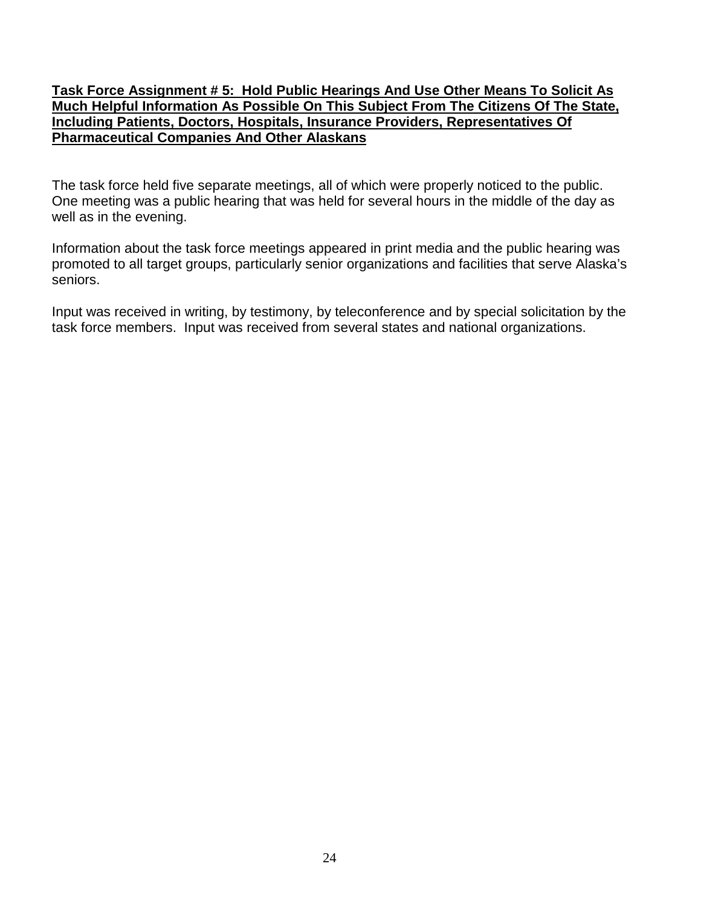## Task Force Assignment # 5: Hold Public Hearings And Use Other Means To Solicit As Much Helpful Information As Possible On This Subject From The Citizens Of The State, Including Patients, Doctors, Hospitals, Insurance Providers, Representatives Of Pharmaceutical Companies And Other Alaskans

The task force held five separate meetings, all of which were properly noticed to the public. One meeting was a public hearing that was held for several hours in the middle of the day as well as in the evening.

Information about the task force meetings appeared in print media and the public hearing was promoted to all target groups, particularly senior organizations and facilities that serve Alaska's seniors.

Input was received in writing, by testimony, by teleconference and by special solicitation by the task force members. Input was received from several states and national organizations.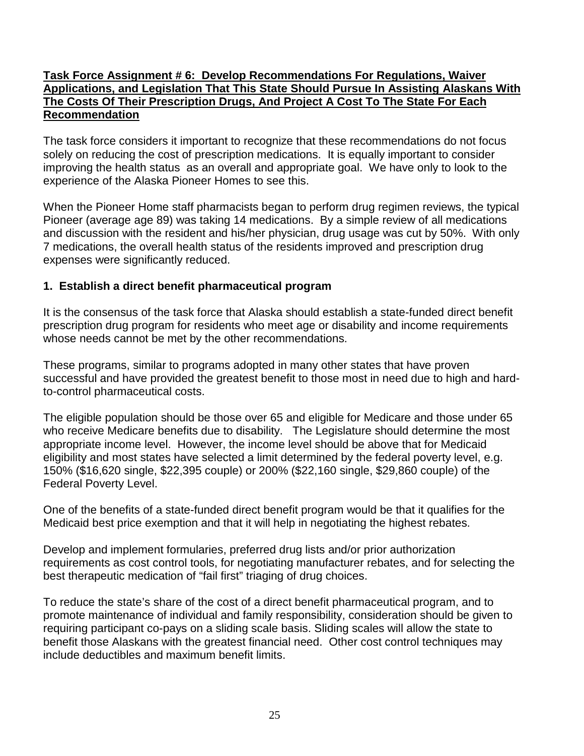**Task Force Assignment # 6: Develop Recommendations For Regulations, Waiver Applications, and Legislation That This State Should Pursue In Assisting Alaskans With The Costs Of Their Prescription Drugs, And Project A Cost To The State For Each Recommendation**

The task force considers it important to recognize that these recommendations do not focus solely on reducing the cost of prescription medications. It is equally important to consider improving the health status as an overall and appropriate goal. We have only to look to the experience of the Alaska Pioneer Homes to see this.

When the Pioneer Home staff pharmacists began to perform drug regimen reviews, the typical Pioneer (average age 89) was taking 14 medications. By a simple review of all medications and discussion with the resident and his/her physician, drug usage was cut by 50%. With only 7 medications, the overall health status of the residents improved and prescription drug expenses were significantly reduced.

**1. Establish a direct benefit pharmaceutical program**

It is the consensus of the task force that Alaska should establish a state-funded direct benefit prescription drug program for residents who meet age or disability and income requirements whose needs cannot be met by the other recommendations.

These programs, similar to programs adopted in many other states that have proven successful and have provided the greatest benefit to those most in need due to high and hard-to-control pharmaceutical costs.

The eligible population should be those over 65 and eligible for Medicare and those under 65 who receive Medicare benefits due to disability. The Legislature should determine the most appropriate income level. However, the income level should be above that for Medicaid eligibility and most states have selected a limit determined by the federal poverty level, e.g. 150% ($16,620 single, $22,395 couple) or 200% ($22,160 single, $29,860 couple) of the Federal Poverty Level.

One of the benefits of a state-funded direct benefit program would be that it qualifies for the Medicaid best price exemption and that it will help in negotiating the highest rebates.

Develop and implement formularies, preferred drug lists and/or prior authorization requirements as cost control tools, for negotiating manufacturer rebates, and for selecting the best therapeutic medication of "fail first" triaging of drug choices.

To reduce the state's share of the cost of a direct benefit pharmaceutical program, and to promote maintenance of individual and family responsibility, consideration should be given to requiring participant co-pays on a sliding scale basis. Sliding scales will allow the state to benefit those Alaskans with the greatest financial need. Other cost control techniques may include deductibles and maximum benefit limits.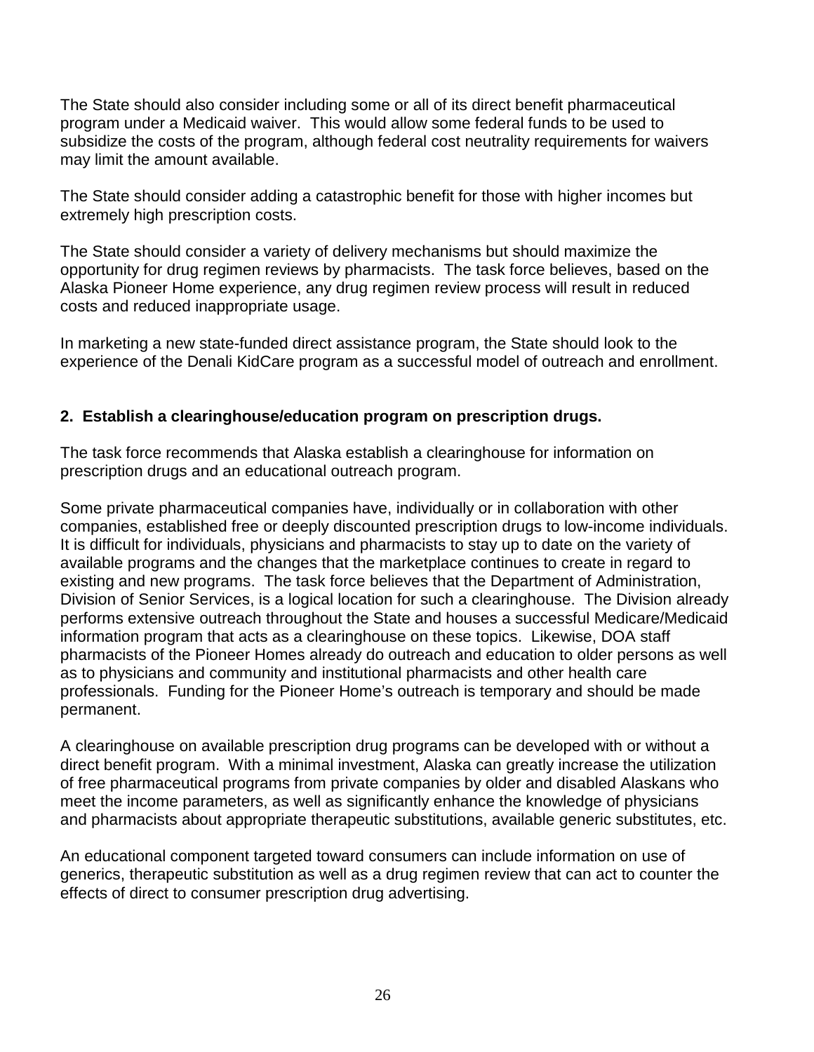The State should also consider including some or all of its direct benefit pharmaceutical program under a Medicaid waiver. This would allow some federal funds to be used to subsidize the costs of the program, although federal cost neutrality requirements for waivers may limit the amount available.

The State should consider adding a catastrophic benefit for those with higher incomes but extremely high prescription costs.

The State should consider a variety of delivery mechanisms but should maximize the opportunity for drug regimen reviews by pharmacists. The task force believes, based on the Alaska Pioneer Home experience, any drug regimen review process will result in reduced costs and reduced inappropriate usage.

In marketing a new state-funded direct assistance program, the State should look to the experience of the Denali KidCare program as a successful model of outreach and enrollment.

**2. Establish a clearinghouse/education program on prescription drugs.**

The task force recommends that Alaska establish a clearinghouse for information on prescription drugs and an educational outreach program.

Some private pharmaceutical companies have, individually or in collaboration with other companies, established free or deeply discounted prescription drugs to low-income individuals. It is difficult for individuals, physicians and pharmacists to stay up to date on the variety of available programs and the changes that the marketplace continues to create in regard to existing and new programs. The task force believes that the Department of Administration, Division of Senior Services, is a logical location for such a clearinghouse. The Division already performs extensive outreach throughout the State and houses a successful Medicare/Medicaid information program that acts as a clearinghouse on these topics. Likewise, DOA staff pharmacists of the Pioneer Homes already do outreach and education to older persons as well as to physicians and community and institutional pharmacists and other health care professionals. Funding for the Pioneer Home's outreach is temporary and should be made permanent.

A clearinghouse on available prescription drug programs can be developed with or without a direct benefit program. With a minimal investment, Alaska can greatly increase the utilization of free pharmaceutical programs from private companies by older and disabled Alaskans who meet the income parameters, as well as significantly enhance the knowledge of physicians and pharmacists about appropriate therapeutic substitutions, available generic substitutes, etc.

An educational component targeted toward consumers can include information on use of generics, therapeutic substitution as well as a drug regimen review that can act to counter the effects of direct to consumer prescription drug advertising.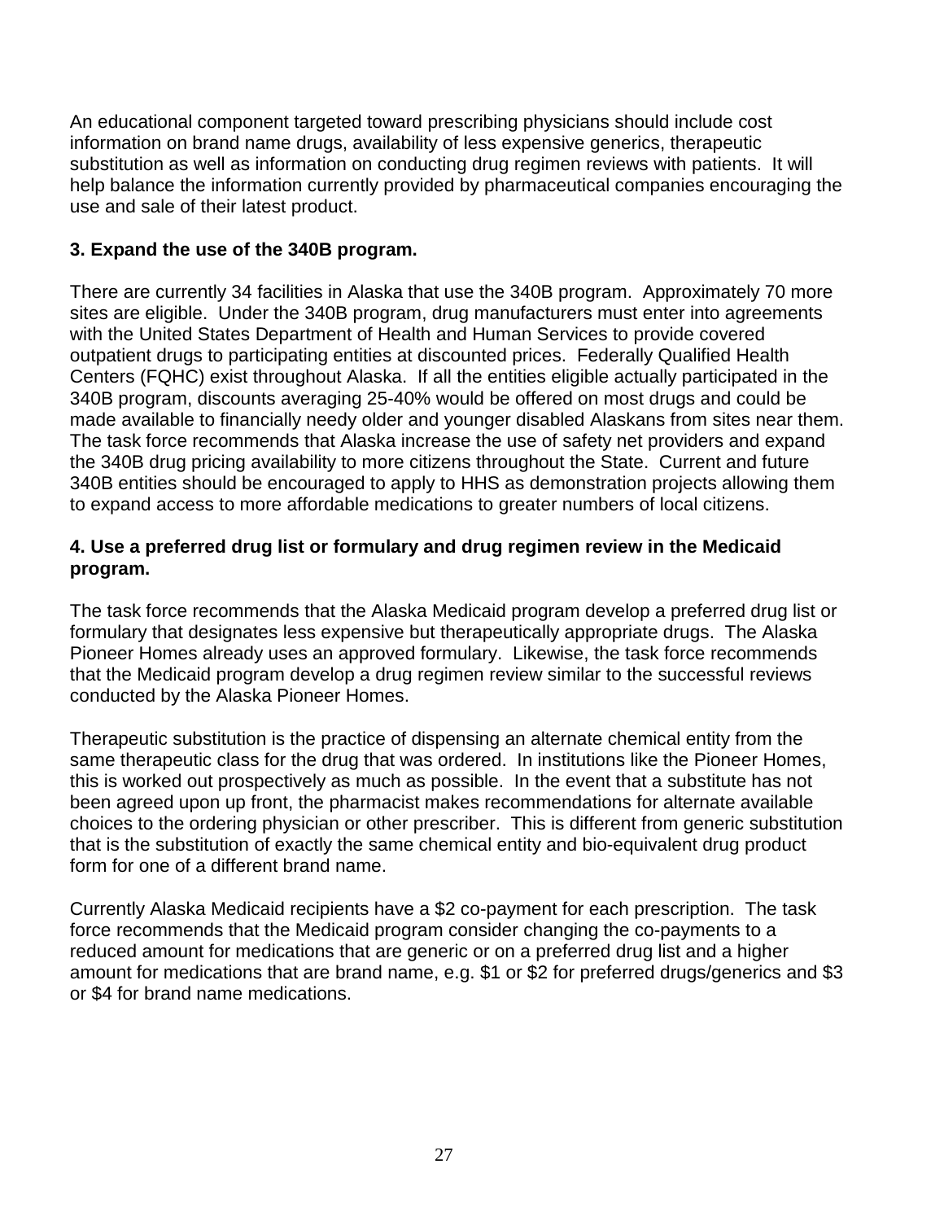An educational component targeted toward prescribing physicians should include cost information on brand name drugs, availability of less expensive generics, therapeutic substitution as well as information on conducting drug regimen reviews with patients. It will help balance the information currently provided by pharmaceutical companies encouraging the use and sale of their latest product.

**3. Expand the use of the 340B program.**

There are currently 34 facilities in Alaska that use the 340B program. Approximately 70 more sites are eligible. Under the 340B program, drug manufacturers must enter into agreements with the United States Department of Health and Human Services to provide covered outpatient drugs to participating entities at discounted prices. Federally Qualified Health Centers (FQHC) exist throughout Alaska. If all the entities eligible actually participated in the 340B program, discounts averaging 25-40% would be offered on most drugs and could be made available to financially needy older and younger disabled Alaskans from sites near them. The task force recommends that Alaska increase the use of safety net providers and expand the 340B drug pricing availability to more citizens throughout the State. Current and future 340B entities should be encouraged to apply to HHS as demonstration projects allowing them to expand access to more affordable medications to greater numbers of local citizens.

**4. Use a preferred drug list or formulary and drug regimen review in the Medicaid program.**

The task force recommends that the Alaska Medicaid program develop a preferred drug list or formulary that designates less expensive but therapeutically appropriate drugs. The Alaska Pioneer Homes already uses an approved formulary. Likewise, the task force recommends that the Medicaid program develop a drug regimen review similar to the successful reviews conducted by the Alaska Pioneer Homes.

Therapeutic substitution is the practice of dispensing an alternate chemical entity from the same therapeutic class for the drug that was ordered. In institutions like the Pioneer Homes, this is worked out prospectively as much as possible. In the event that a substitute has not been agreed upon up front, the pharmacist makes recommendations for alternate available choices to the ordering physician or other prescriber. This is different from generic substitution that is the substitution of exactly the same chemical entity and bio-equivalent drug product form for one of a different brand name.

Currently Alaska Medicaid recipients have a $2 co-payment for each prescription. The task force recommends that the Medicaid program consider changing the co-payments to a reduced amount for medications that are generic or on a preferred drug list and a higher amount for medications that are brand name, e.g. $1 or $2 for preferred drugs/generics and $3 or $4 for brand name medications.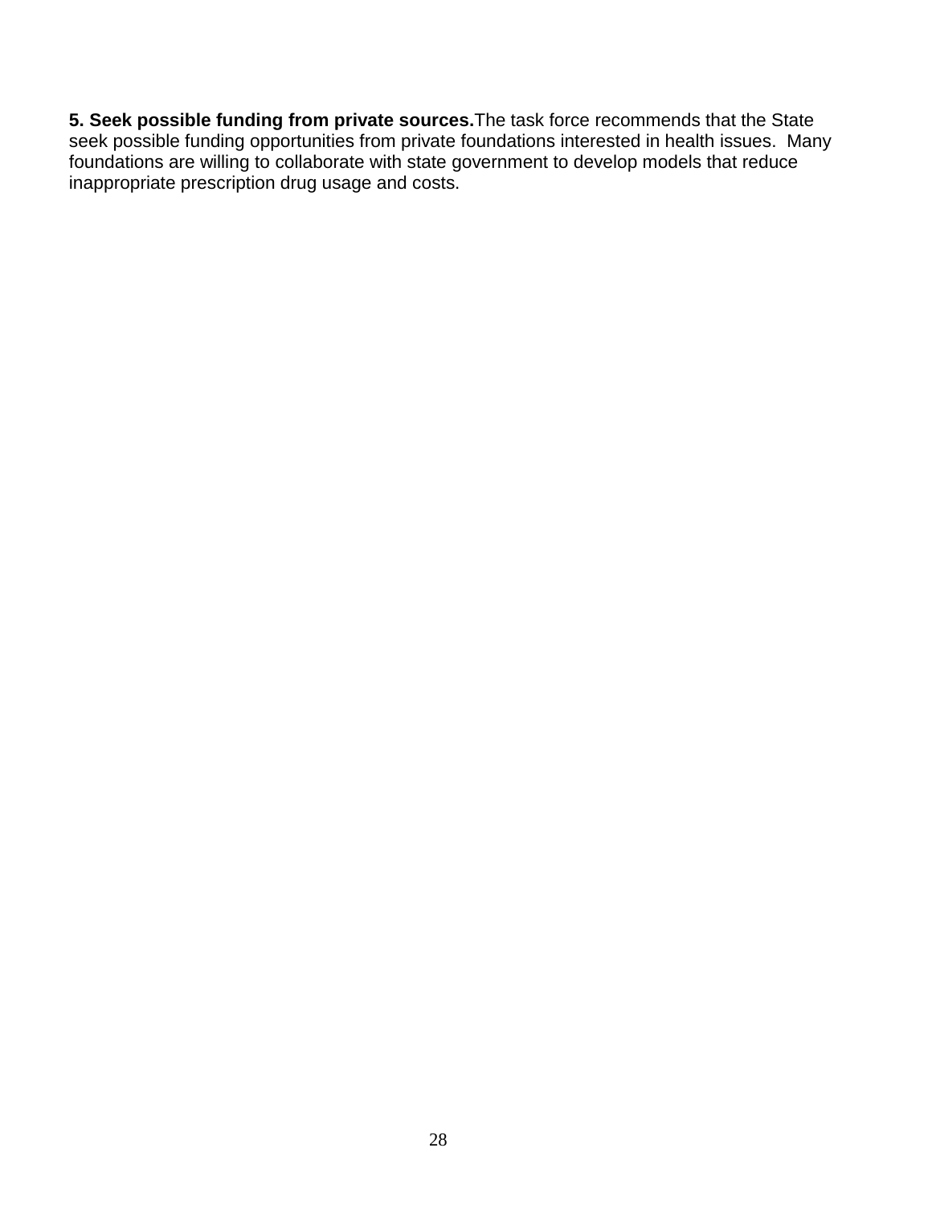**5. Seek possible funding from private sources.** The task force recommends that the State seek possible funding opportunities from private foundations interested in health issues. Many foundations are willing to collaborate with state government to develop models that reduce inappropriate prescription drug usage and costs.